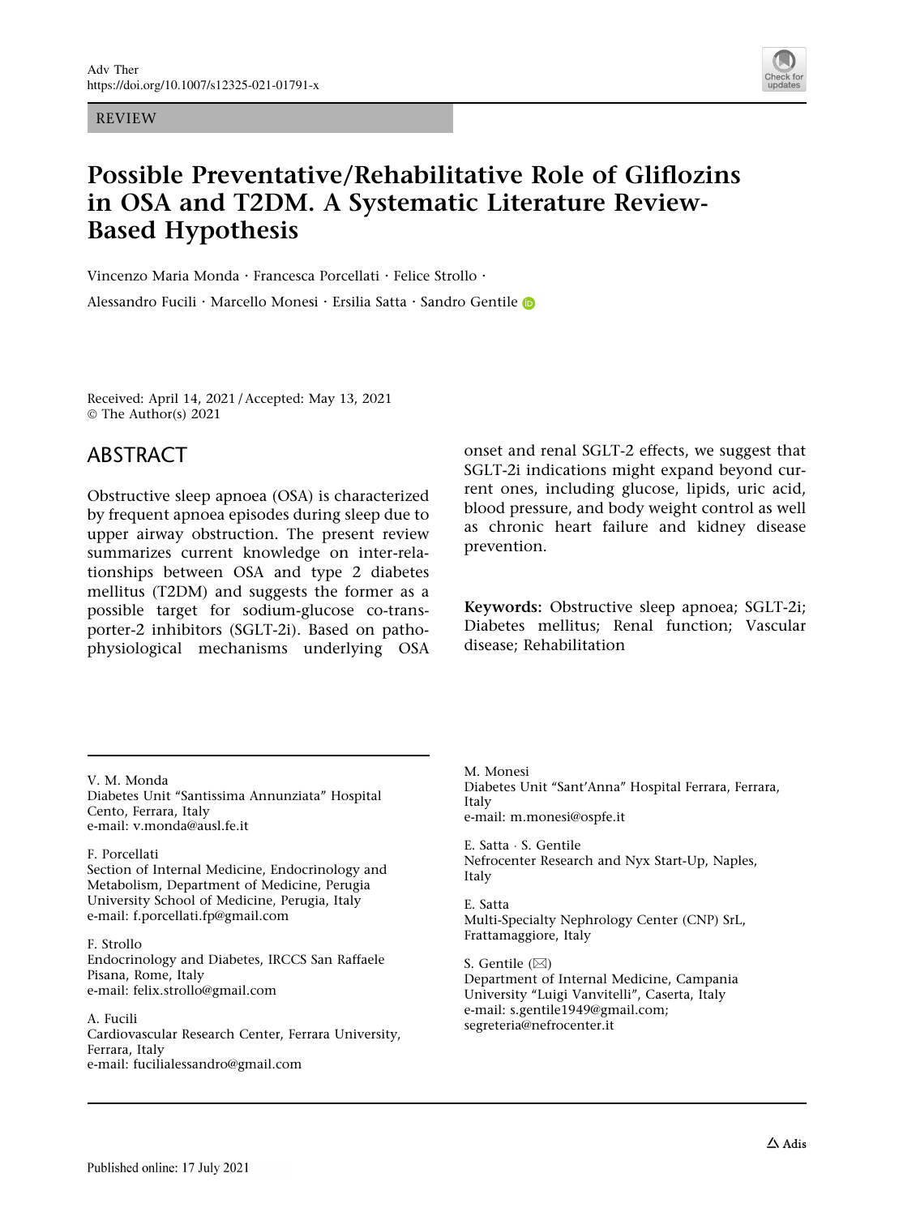REVIEW

# Possible Preventative/Rehabilitative Role of Gliflozins in OSA and T2DM. A Systematic Literature Review-Based Hypothesis

Vincenzo Maria Monda · Francesca Porcellati · Felice Strollo · Alessandro Fucili · Marcello Monesi · Ersilia Satta · Sandro Gentile

Received: April 14, 2021 / Accepted: May 13, 2021
© The Author(s) 2021

## ABSTRACT

Obstructive sleep apnoea (OSA) is characterized by frequent apnoea episodes during sleep due to upper airway obstruction. The present review summarizes current knowledge on inter-relationships between OSA and type 2 diabetes mellitus (T2DM) and suggests the former as a possible target for sodium-glucose co-transporter-2 inhibitors (SGLT-2i). Based on pathophysiological mechanisms underlying OSA onset and renal SGLT-2 effects, we suggest that SGLT-2i indications might expand beyond current ones, including glucose, lipids, uric acid, blood pressure, and body weight control as well as chronic heart failure and kidney disease prevention.

**Keywords:** Obstructive sleep apnoea; SGLT-2i; Diabetes mellitus; Renal function; Vascular disease; Rehabilitation

V. M. Monda
Diabetes Unit "Santissima Annunziata" Hospital Cento, Ferrara, Italy
e-mail: v.monda@ausl.fe.it

F. Porcellati
Section of Internal Medicine, Endocrinology and Metabolism, Department of Medicine, Perugia University School of Medicine, Perugia, Italy
e-mail: f.porcellati.fp@gmail.com

F. Strollo
Endocrinology and Diabetes, IRCCS San Raffaele Pisana, Rome, Italy
e-mail: felix.strollo@gmail.com

A. Fucili
Cardiovascular Research Center, Ferrara University, Ferrara, Italy
e-mail: fucilialessandro@gmail.com

M. Monesi
Diabetes Unit "Sant'Anna" Hospital Ferrara, Ferrara, Italy
e-mail: m.monesi@ospfe.it

E. Satta · S. Gentile
Nefrocenter Research and Nyx Start-Up, Naples, Italy

E. Satta
Multi-Specialty Nephrology Center (CNP) SrL, Frattamaggiore, Italy

S. Gentile (✉)
Department of Internal Medicine, Campania University "Luigi Vanvitelli", Caserta, Italy
e-mail: s.gentile1949@gmail.com; segreteria@nefrocenter.it

Published online: 17 July 2021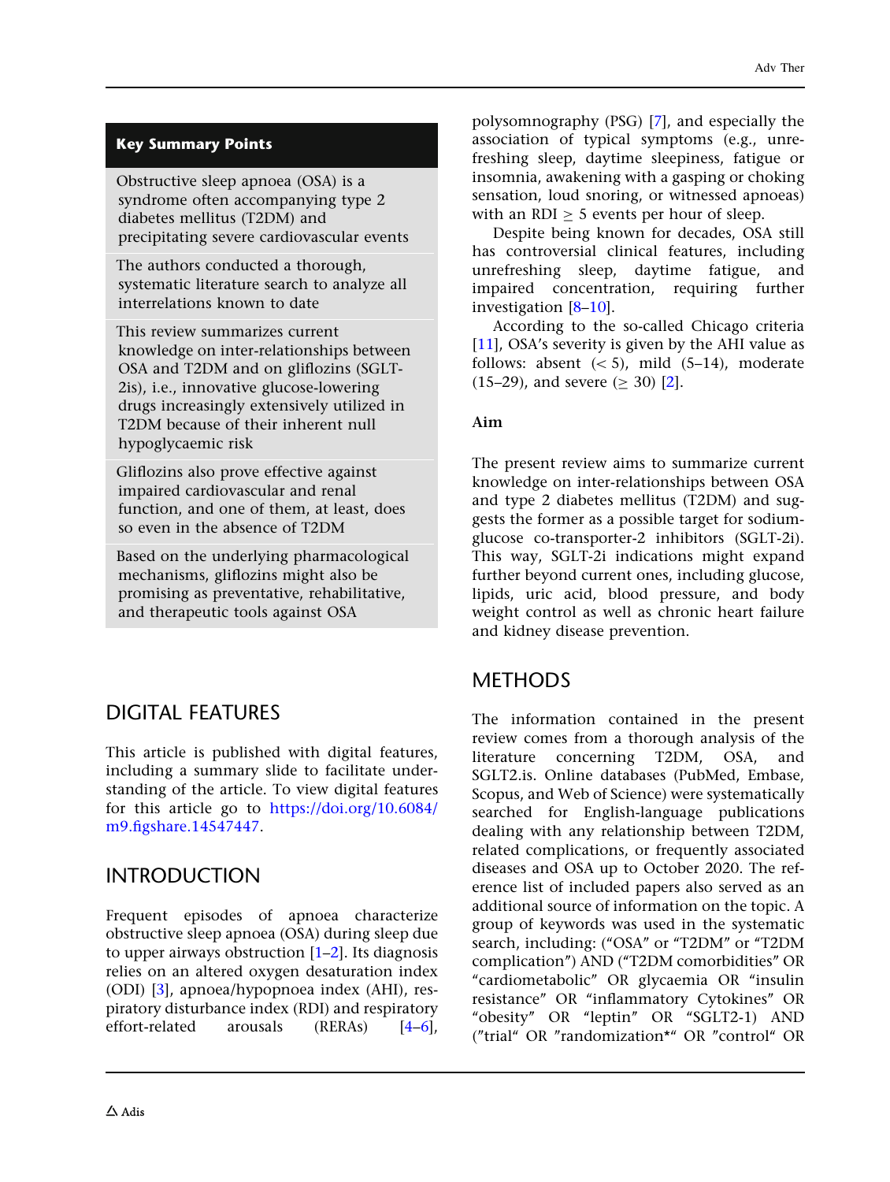## Key Summary Points

- Obstructive sleep apnoea (OSA) is a syndrome often accompanying type 2 diabetes mellitus (T2DM) and precipitating severe cardiovascular events
- The authors conducted a thorough, systematic literature search to analyze all interrelations known to date
- This review summarizes current knowledge on inter-relationships between OSA and T2DM and on gliflozins (SGLT-2is), i.e., innovative glucose-lowering drugs increasingly extensively utilized in T2DM because of their inherent null hypoglycaemic risk
- Gliflozins also prove effective against impaired cardiovascular and renal function, and one of them, at least, does so even in the absence of T2DM
- Based on the underlying pharmacological mechanisms, gliflozins might also be promising as preventative, rehabilitative, and therapeutic tools against OSA

## DIGITAL FEATURES

This article is published with digital features, including a summary slide to facilitate understanding of the article. To view digital features for this article go to https://doi.org/10.6084/m9.figshare.14547447.

## INTRODUCTION

Frequent episodes of apnoea characterize obstructive sleep apnoea (OSA) during sleep due to upper airways obstruction [1–2]. Its diagnosis relies on an altered oxygen desaturation index (ODI) [3], apnoea/hypopnoea index (AHI), respiratory disturbance index (RDI) and respiratory effort-related arousals (RERAs) [4–6], polysomnography (PSG) [7], and especially the association of typical symptoms (e.g., unrefreshing sleep, daytime sleepiness, fatigue or insomnia, awakening with a gasping or choking sensation, loud snoring, or witnessed apnoeas) with an RDI $\geq$ 5 events per hour of sleep.

Despite being known for decades, OSA still has controversial clinical features, including unrefreshing sleep, daytime fatigue, and impaired concentration, requiring further investigation [8–10].

According to the so-called Chicago criteria [11], OSA's severity is given by the AHI value as follows: absent (< 5), mild (5–14), moderate (15–29), and severe ($\geq$ 30) [2].

### Aim

The present review aims to summarize current knowledge on inter-relationships between OSA and type 2 diabetes mellitus (T2DM) and suggests the former as a possible target for sodium-glucose co-transporter-2 inhibitors (SGLT-2i). This way, SGLT-2i indications might expand further beyond current ones, including glucose, lipids, uric acid, blood pressure, and body weight control as well as chronic heart failure and kidney disease prevention.

## METHODS

The information contained in the present review comes from a thorough analysis of the literature concerning T2DM, OSA, and SGLT2.is. Online databases (PubMed, Embase, Scopus, and Web of Science) were systematically searched for English-language publications dealing with any relationship between T2DM, related complications, or frequently associated diseases and OSA up to October 2020. The reference list of included papers also served as an additional source of information on the topic. A group of keywords was used in the systematic search, including: ("OSA" or "T2DM" or "T2DM complication") AND ("T2DM comorbidities" OR "cardiometabolic" OR glycaemia OR "insulin resistance" OR "inflammatory Cytokines" OR "obesity" OR "leptin" OR "SGLT2-1) AND ("trial" OR "randomization*" OR "control" OR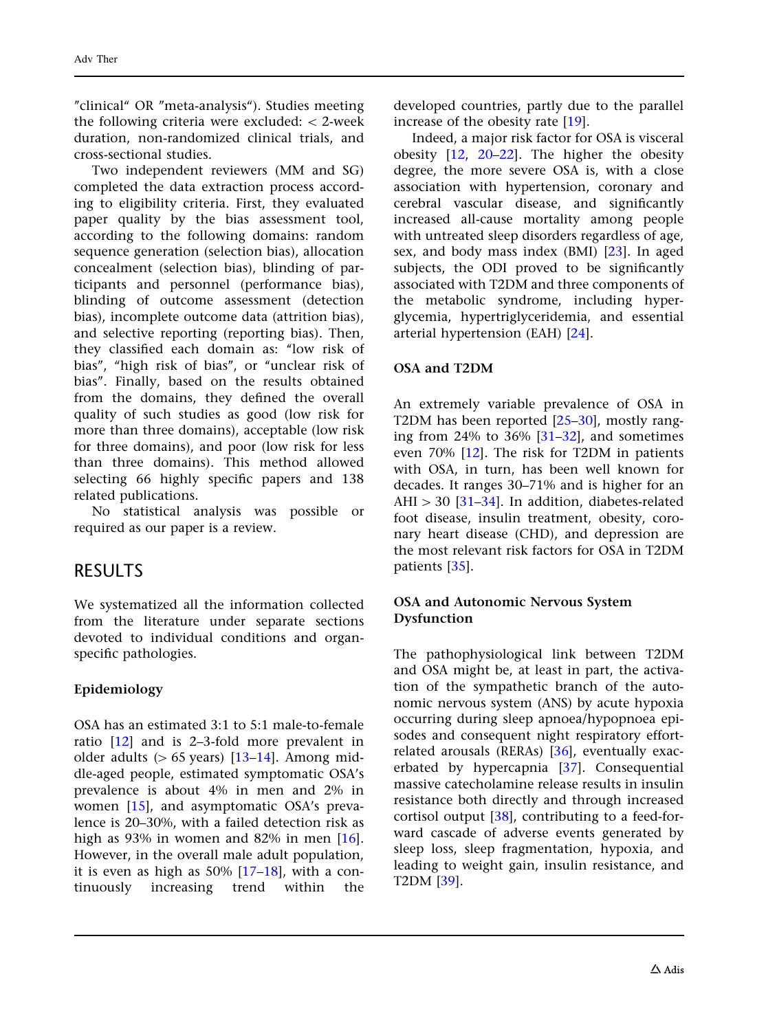″clinical“ OR ″meta-analysis“). Studies meeting the following criteria were excluded: < 2-week duration, non-randomized clinical trials, and cross-sectional studies.

Two independent reviewers (MM and SG) completed the data extraction process according to eligibility criteria. First, they evaluated paper quality by the bias assessment tool, according to the following domains: random sequence generation (selection bias), allocation concealment (selection bias), blinding of participants and personnel (performance bias), blinding of outcome assessment (detection bias), incomplete outcome data (attrition bias), and selective reporting (reporting bias). Then, they classified each domain as: "low risk of bias", "high risk of bias", or "unclear risk of bias". Finally, based on the results obtained from the domains, they defined the overall quality of such studies as good (low risk for more than three domains), acceptable (low risk for three domains), and poor (low risk for less than three domains). This method allowed selecting 66 highly specific papers and 138 related publications.

No statistical analysis was possible or required as our paper is a review.

## RESULTS

We systematized all the information collected from the literature under separate sections devoted to individual conditions and organ-specific pathologies.

### Epidemiology

OSA has an estimated 3:1 to 5:1 male-to-female ratio [12] and is 2–3-fold more prevalent in older adults (> 65 years) [13–14]. Among middle-aged people, estimated symptomatic OSA's prevalence is about 4% in men and 2% in women [15], and asymptomatic OSA's prevalence is 20–30%, with a failed detection risk as high as 93% in women and 82% in men [16]. However, in the overall male adult population, it is even as high as 50% [17–18], with a continuously increasing trend within the developed countries, partly due to the parallel increase of the obesity rate [19].

Indeed, a major risk factor for OSA is visceral obesity [12, 20–22]. The higher the obesity degree, the more severe OSA is, with a close association with hypertension, coronary and cerebral vascular disease, and significantly increased all-cause mortality among people with untreated sleep disorders regardless of age, sex, and body mass index (BMI) [23]. In aged subjects, the ODI proved to be significantly associated with T2DM and three components of the metabolic syndrome, including hyperglycemia, hypertriglyceridemia, and essential arterial hypertension (EAH) [24].

### OSA and T2DM

An extremely variable prevalence of OSA in T2DM has been reported [25–30], mostly ranging from 24% to 36% [31–32], and sometimes even 70% [12]. The risk for T2DM in patients with OSA, in turn, has been well known for decades. It ranges 30–71% and is higher for an AHI > 30 [31–34]. In addition, diabetes-related foot disease, insulin treatment, obesity, coronary heart disease (CHD), and depression are the most relevant risk factors for OSA in T2DM patients [35].

### OSA and Autonomic Nervous System Dysfunction

The pathophysiological link between T2DM and OSA might be, at least in part, the activation of the sympathetic branch of the autonomic nervous system (ANS) by acute hypoxia occurring during sleep apnoea/hypopnoea episodes and consequent night respiratory effort-related arousals (RERAs) [36], eventually exacerbated by hypercapnia [37]. Consequential massive catecholamine release results in insulin resistance both directly and through increased cortisol output [38], contributing to a feed-forward cascade of adverse events generated by sleep loss, sleep fragmentation, hypoxia, and leading to weight gain, insulin resistance, and T2DM [39].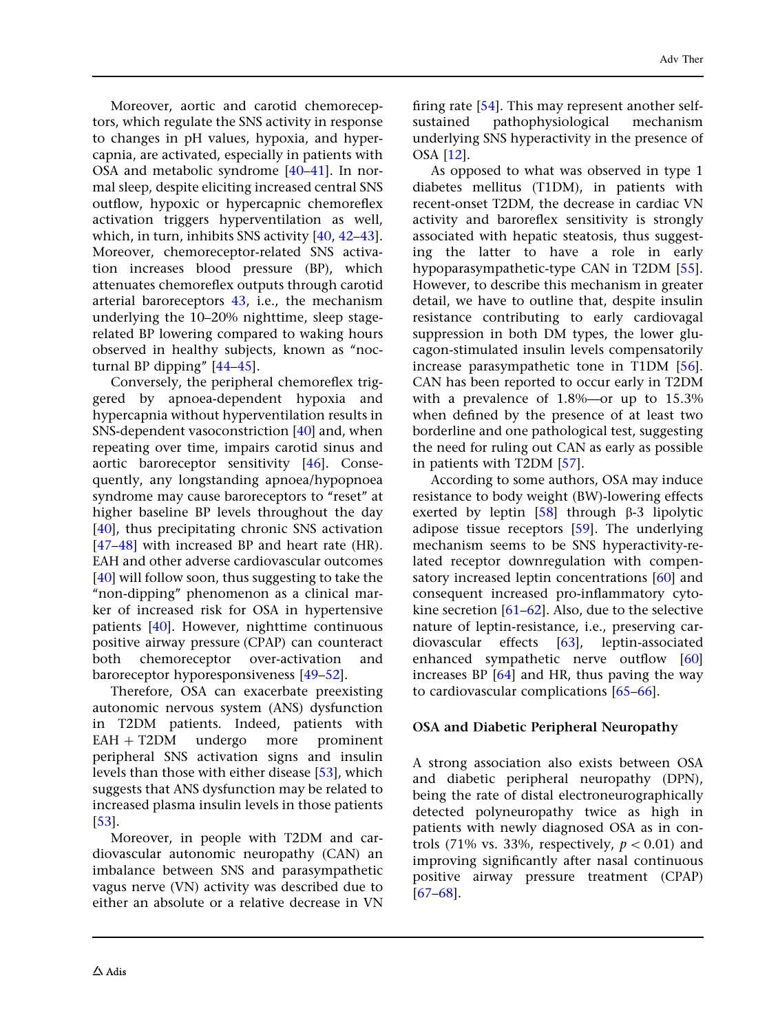Moreover, aortic and carotid chemoreceptors, which regulate the SNS activity in response to changes in pH values, hypoxia, and hypercapnia, are activated, especially in patients with OSA and metabolic syndrome [40–41]. In normal sleep, despite eliciting increased central SNS outflow, hypoxic or hypercapnic chemoreflex activation triggers hyperventilation as well, which, in turn, inhibits SNS activity [40, 42–43]. Moreover, chemoreceptor-related SNS activation increases blood pressure (BP), which attenuates chemoreflex outputs through carotid arterial baroreceptors 43, i.e., the mechanism underlying the 10–20% nighttime, sleep stage-related BP lowering compared to waking hours observed in healthy subjects, known as "nocturnal BP dipping" [44–45].

Conversely, the peripheral chemoreflex triggered by apnoea-dependent hypoxia and hypercapnia without hyperventilation results in SNS-dependent vasoconstriction [40] and, when repeating over time, impairs carotid sinus and aortic baroreceptor sensitivity [46]. Consequently, any longstanding apnoea/hypopnoea syndrome may cause baroreceptors to "reset" at higher baseline BP levels throughout the day [40], thus precipitating chronic SNS activation [47–48] with increased BP and heart rate (HR). EAH and other adverse cardiovascular outcomes [40] will follow soon, thus suggesting to take the "non-dipping" phenomenon as a clinical marker of increased risk for OSA in hypertensive patients [40]. However, nighttime continuous positive airway pressure (CPAP) can counteract both chemoreceptor over-activation and baroreceptor hyporesponsiveness [49–52].

Therefore, OSA can exacerbate preexisting autonomic nervous system (ANS) dysfunction in T2DM patients. Indeed, patients with EAH + T2DM undergo more prominent peripheral SNS activation signs and insulin levels than those with either disease [53], which suggests that ANS dysfunction may be related to increased plasma insulin levels in those patients [53].

Moreover, in people with T2DM and cardiovascular autonomic neuropathy (CAN) an imbalance between SNS and parasympathetic vagus nerve (VN) activity was described due to either an absolute or a relative decrease in VN firing rate [54]. This may represent another self-sustained pathophysiological mechanism underlying SNS hyperactivity in the presence of OSA [12].

As opposed to what was observed in type 1 diabetes mellitus (T1DM), in patients with recent-onset T2DM, the decrease in cardiac VN activity and baroreflex sensitivity is strongly associated with hepatic steatosis, thus suggesting the latter to have a role in early hypoparasympathetic-type CAN in T2DM [55]. However, to describe this mechanism in greater detail, we have to outline that, despite insulin resistance contributing to early cardiovagal suppression in both DM types, the lower glucagon-stimulated insulin levels compensatorily increase parasympathetic tone in T1DM [56]. CAN has been reported to occur early in T2DM with a prevalence of 1.8%—or up to 15.3% when defined by the presence of at least two borderline and one pathological test, suggesting the need for ruling out CAN as early as possible in patients with T2DM [57].

According to some authors, OSA may induce resistance to body weight (BW)-lowering effects exerted by leptin [58] through β-3 lipolytic adipose tissue receptors [59]. The underlying mechanism seems to be SNS hyperactivity-related receptor downregulation with compensatory increased leptin concentrations [60] and consequent increased pro-inflammatory cytokine secretion [61–62]. Also, due to the selective nature of leptin-resistance, i.e., preserving cardiovascular effects [63], leptin-associated enhanced sympathetic nerve outflow [60] increases BP [64] and HR, thus paving the way to cardiovascular complications [65–66].

## OSA and Diabetic Peripheral Neuropathy

A strong association also exists between OSA and diabetic peripheral neuropathy (DPN), being the rate of distal electroneurographically detected polyneuropathy twice as high in patients with newly diagnosed OSA as in controls (71% vs. 33%, respectively, $p < 0.01$) and improving significantly after nasal continuous positive airway pressure treatment (CPAP) [67–68].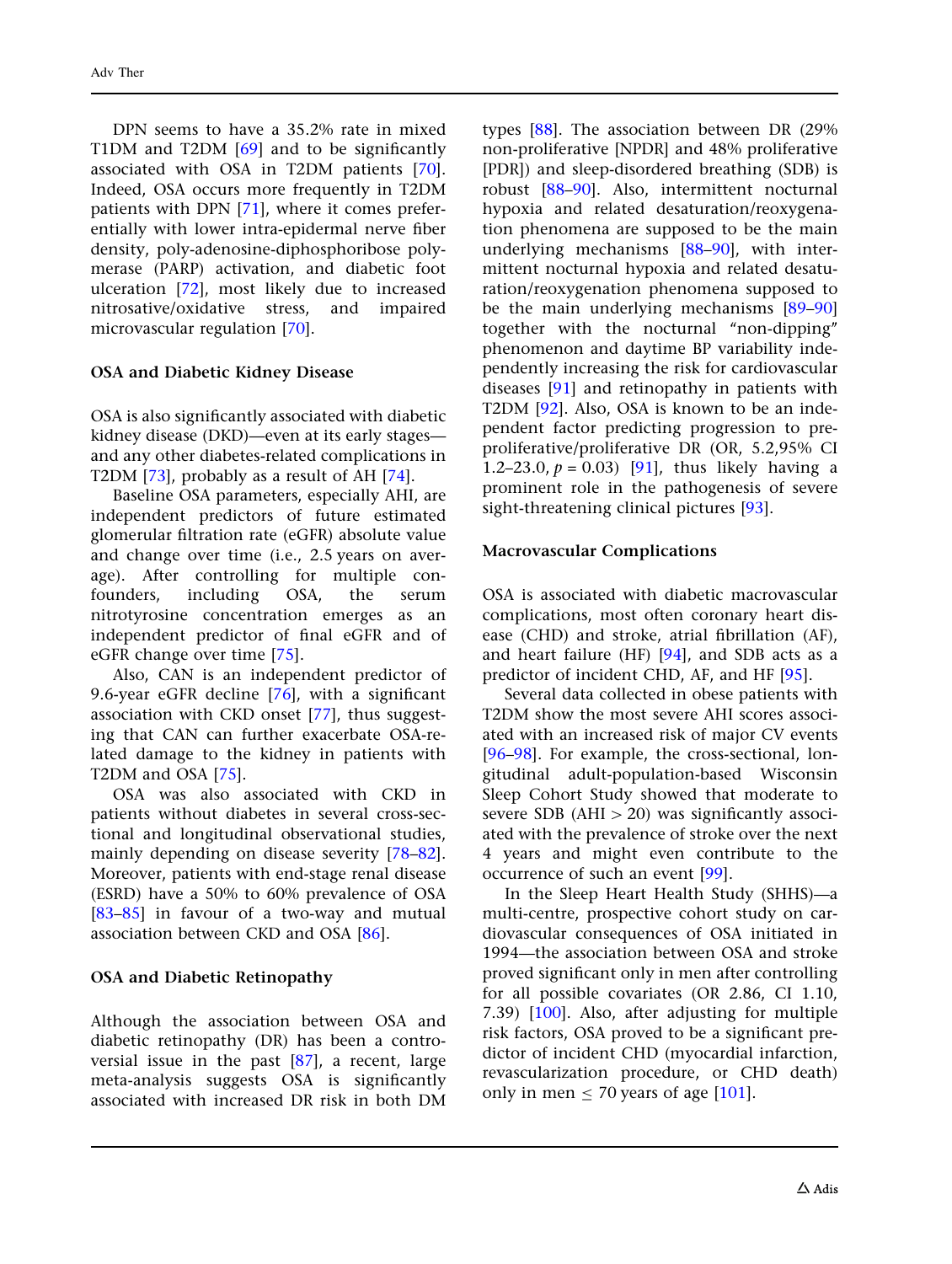DPN seems to have a 35.2% rate in mixed T1DM and T2DM [69] and to be significantly associated with OSA in T2DM patients [70]. Indeed, OSA occurs more frequently in T2DM patients with DPN [71], where it comes preferentially with lower intra-epidermal nerve fiber density, poly-adenosine-diphosphoribose polymerase (PARP) activation, and diabetic foot ulceration [72], most likely due to increased nitrosative/oxidative stress, and impaired microvascular regulation [70].

### OSA and Diabetic Kidney Disease

OSA is also significantly associated with diabetic kidney disease (DKD)—even at its early stages—and any other diabetes-related complications in T2DM [73], probably as a result of AH [74].

Baseline OSA parameters, especially AHI, are independent predictors of future estimated glomerular filtration rate (eGFR) absolute value and change over time (i.e., 2.5 years on average). After controlling for multiple confounders, including OSA, the serum nitrotyrosine concentration emerges as an independent predictor of final eGFR and of eGFR change over time [75].

Also, CAN is an independent predictor of 9.6-year eGFR decline [76], with a significant association with CKD onset [77], thus suggesting that CAN can further exacerbate OSA-related damage to the kidney in patients with T2DM and OSA [75].

OSA was also associated with CKD in patients without diabetes in several cross-sectional and longitudinal observational studies, mainly depending on disease severity [78–82]. Moreover, patients with end-stage renal disease (ESRD) have a 50% to 60% prevalence of OSA [83–85] in favour of a two-way and mutual association between CKD and OSA [86].

### OSA and Diabetic Retinopathy

Although the association between OSA and diabetic retinopathy (DR) has been a controversial issue in the past [87], a recent, large meta-analysis suggests OSA is significantly associated with increased DR risk in both DM types [88]. The association between DR (29% non-proliferative [NPDR] and 48% proliferative [PDR]) and sleep-disordered breathing (SDB) is robust [88–90]. Also, intermittent nocturnal hypoxia and related desaturation/reoxygenation phenomena are supposed to be the main underlying mechanisms [88–90], with intermittent nocturnal hypoxia and related desaturation/reoxygenation phenomena supposed to be the main underlying mechanisms [89–90] together with the nocturnal "non-dipping" phenomenon and daytime BP variability independently increasing the risk for cardiovascular diseases [91] and retinopathy in patients with T2DM [92]. Also, OSA is known to be an independent factor predicting progression to preproliferative/proliferative DR (OR, 5.2,95% CI 1.2–23.0, $p = 0.03$) [91], thus likely having a prominent role in the pathogenesis of severe sight-threatening clinical pictures [93].

### Macrovascular Complications

OSA is associated with diabetic macrovascular complications, most often coronary heart disease (CHD) and stroke, atrial fibrillation (AF), and heart failure (HF) [94], and SDB acts as a predictor of incident CHD, AF, and HF [95].

Several data collected in obese patients with T2DM show the most severe AHI scores associated with an increased risk of major CV events [96–98]. For example, the cross-sectional, longitudinal adult-population-based Wisconsin Sleep Cohort Study showed that moderate to severe SDB (AHI > 20) was significantly associated with the prevalence of stroke over the next 4 years and might even contribute to the occurrence of such an event [99].

In the Sleep Heart Health Study (SHHS)—a multi-centre, prospective cohort study on cardiovascular consequences of OSA initiated in 1994—the association between OSA and stroke proved significant only in men after controlling for all possible covariates (OR 2.86, CI 1.10, 7.39) [100]. Also, after adjusting for multiple risk factors, OSA proved to be a significant predictor of incident CHD (myocardial infarction, revascularization procedure, or CHD death) only in men $\leq$ 70 years of age [101].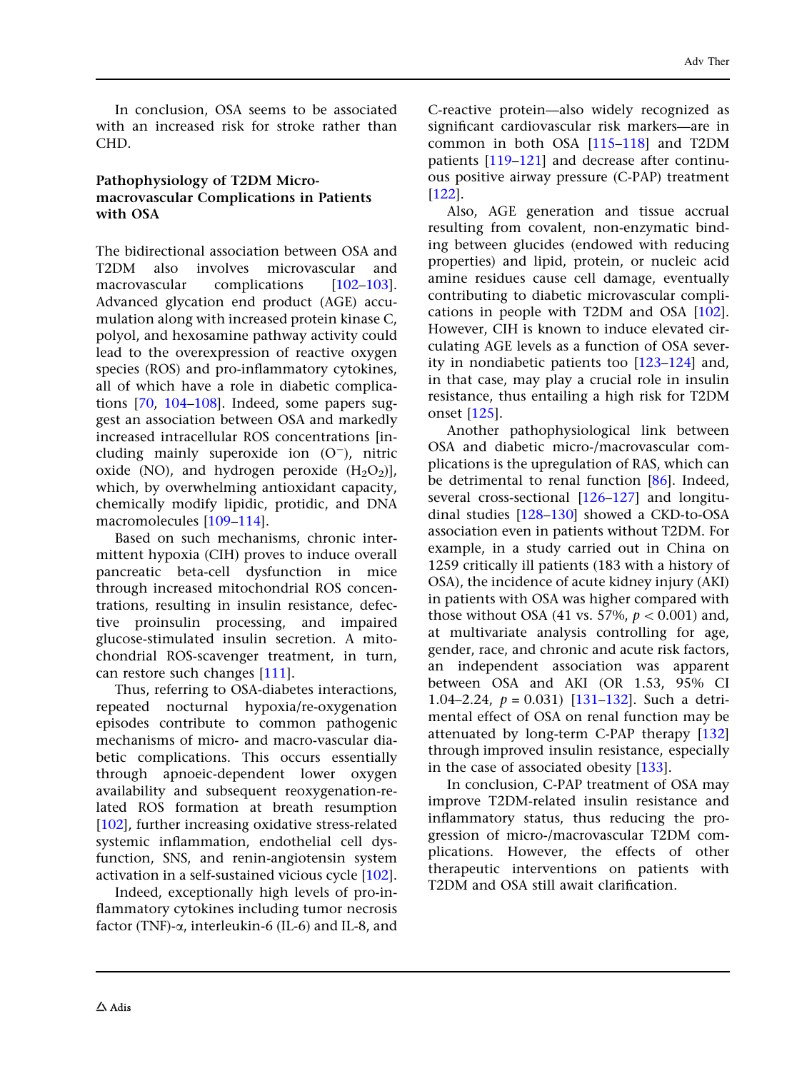In conclusion, OSA seems to be associated with an increased risk for stroke rather than CHD.

### Pathophysiology of T2DM Micro-macrovascular Complications in Patients with OSA

The bidirectional association between OSA and T2DM also involves microvascular and macrovascular complications [102–103]. Advanced glycation end product (AGE) accumulation along with increased protein kinase C, polyol, and hexosamine pathway activity could lead to the overexpression of reactive oxygen species (ROS) and pro-inflammatory cytokines, all of which have a role in diabetic complications [70, 104–108]. Indeed, some papers suggest an association between OSA and markedly increased intracellular ROS concentrations [including mainly superoxide ion ($O^{-}$), nitric oxide (NO), and hydrogen peroxide ($H_2O_2$)], which, by overwhelming antioxidant capacity, chemically modify lipidic, protidic, and DNA macromolecules [109–114].

Based on such mechanisms, chronic intermittent hypoxia (CIH) proves to induce overall pancreatic beta-cell dysfunction in mice through increased mitochondrial ROS concentrations, resulting in insulin resistance, defective proinsulin processing, and impaired glucose-stimulated insulin secretion. A mitochondrial ROS-scavenger treatment, in turn, can restore such changes [111].

Thus, referring to OSA-diabetes interactions, repeated nocturnal hypoxia/re-oxygenation episodes contribute to common pathogenic mechanisms of micro- and macro-vascular diabetic complications. This occurs essentially through apnoeic-dependent lower oxygen availability and subsequent reoxygenation-related ROS formation at breath resumption [102], further increasing oxidative stress-related systemic inflammation, endothelial cell dysfunction, SNS, and renin-angiotensin system activation in a self-sustained vicious cycle [102].

Indeed, exceptionally high levels of pro-inflammatory cytokines including tumor necrosis factor (TNF)-α, interleukin-6 (IL-6) and IL-8, and C-reactive protein—also widely recognized as significant cardiovascular risk markers—are in common in both OSA [115–118] and T2DM patients [119–121] and decrease after continuous positive airway pressure (C-PAP) treatment [122].

Also, AGE generation and tissue accrual resulting from covalent, non-enzymatic binding between glucides (endowed with reducing properties) and lipid, protein, or nucleic acid amine residues cause cell damage, eventually contributing to diabetic microvascular complications in people with T2DM and OSA [102]. However, CIH is known to induce elevated circulating AGE levels as a function of OSA severity in nondiabetic patients too [123–124] and, in that case, may play a crucial role in insulin resistance, thus entailing a high risk for T2DM onset [125].

Another pathophysiological link between OSA and diabetic micro-/macrovascular complications is the upregulation of RAS, which can be detrimental to renal function [86]. Indeed, several cross-sectional [126–127] and longitudinal studies [128–130] showed a CKD-to-OSA association even in patients without T2DM. For example, in a study carried out in China on 1259 critically ill patients (183 with a history of OSA), the incidence of acute kidney injury (AKI) in patients with OSA was higher compared with those without OSA (41 vs. 57%, $p < 0.001$) and, at multivariate analysis controlling for age, gender, race, and chronic and acute risk factors, an independent association was apparent between OSA and AKI (OR 1.53, 95% CI 1.04–2.24, $p = 0.031$) [131–132]. Such a detrimental effect of OSA on renal function may be attenuated by long-term C-PAP therapy [132] through improved insulin resistance, especially in the case of associated obesity [133].

In conclusion, C-PAP treatment of OSA may improve T2DM-related insulin resistance and inflammatory status, thus reducing the progression of micro-/macrovascular T2DM complications. However, the effects of other therapeutic interventions on patients with T2DM and OSA still await clarification.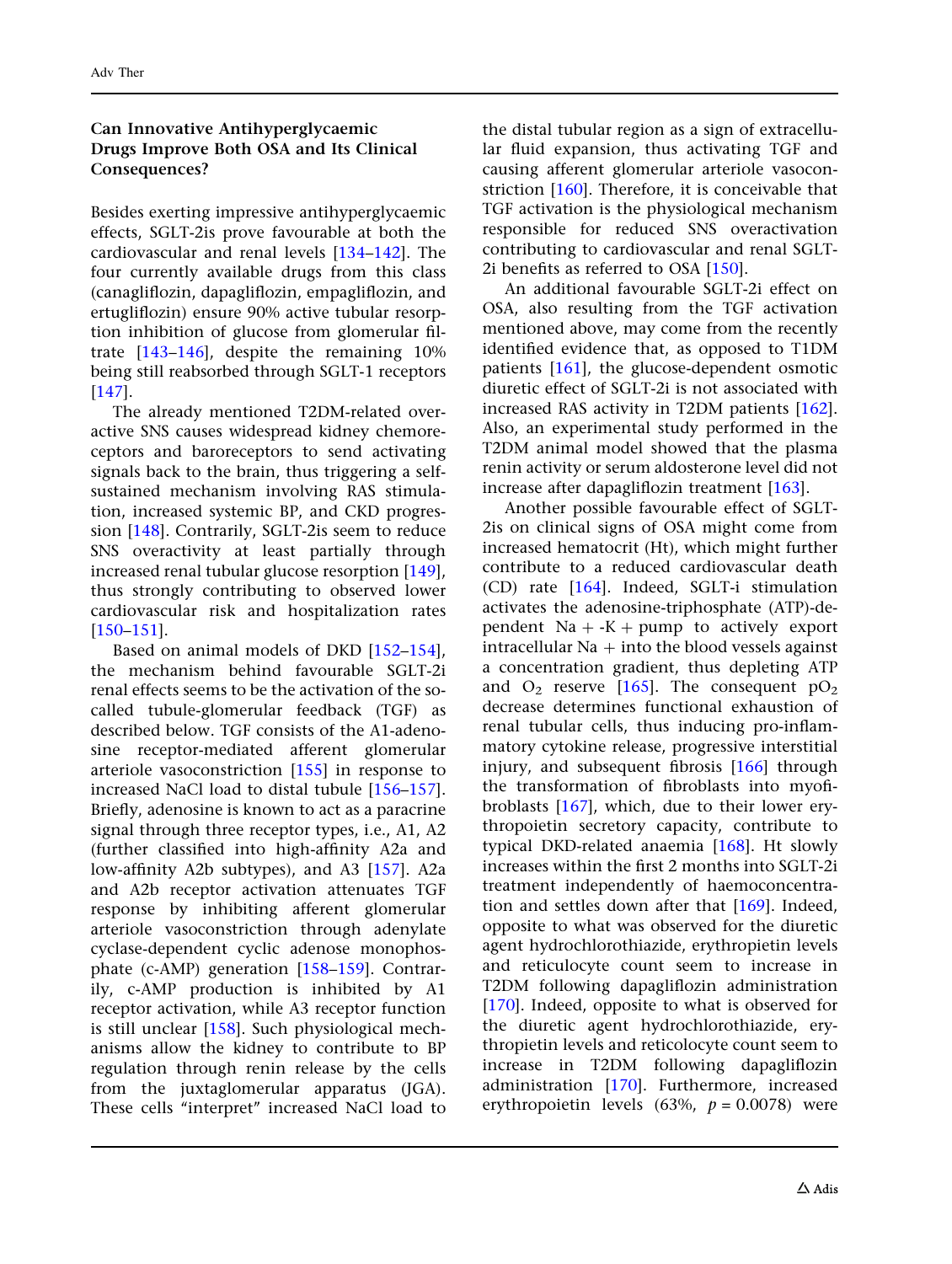### Can Innovative Antihyperglycaemic Drugs Improve Both OSA and Its Clinical Consequences?

Besides exerting impressive antihyperglycaemic effects, SGLT-2is prove favourable at both the cardiovascular and renal levels [134–142]. The four currently available drugs from this class (canagliflozin, dapagliflozin, empagliflozin, and ertugliflozin) ensure 90% active tubular resorption inhibition of glucose from glomerular filtrate [143–146], despite the remaining 10% being still reabsorbed through SGLT-1 receptors [147].

The already mentioned T2DM-related overactive SNS causes widespread kidney chemoreceptors and baroreceptors to send activating signals back to the brain, thus triggering a self-sustained mechanism involving RAS stimulation, increased systemic BP, and CKD progression [148]. Contrarily, SGLT-2is seem to reduce SNS overactivity at least partially through increased renal tubular glucose resorption [149], thus strongly contributing to observed lower cardiovascular risk and hospitalization rates [150–151].

Based on animal models of DKD [152–154], the mechanism behind favourable SGLT-2i renal effects seems to be the activation of the so-called tubule-glomerular feedback (TGF) as described below. TGF consists of the A1-adenosine receptor-mediated afferent glomerular arteriole vasoconstriction [155] in response to increased NaCl load to distal tubule [156–157]. Briefly, adenosine is known to act as a paracrine signal through three receptor types, i.e., A1, A2 (further classified into high-affinity A2a and low-affinity A2b subtypes), and A3 [157]. A2a and A2b receptor activation attenuates TGF response by inhibiting afferent glomerular arteriole vasoconstriction through adenylate cyclase-dependent cyclic adenose monophosphate (c-AMP) generation [158–159]. Contrarily, c-AMP production is inhibited by A1 receptor activation, while A3 receptor function is still unclear [158]. Such physiological mechanisms allow the kidney to contribute to BP regulation through renin release by the cells from the juxtaglomerular apparatus (JGA). These cells "interpret" increased NaCl load to the distal tubular region as a sign of extracellular fluid expansion, thus activating TGF and causing afferent glomerular arteriole vasoconstriction [160]. Therefore, it is conceivable that TGF activation is the physiological mechanism responsible for reduced SNS overactivation contributing to cardiovascular and renal SGLT-2i benefits as referred to OSA [150].

An additional favourable SGLT-2i effect on OSA, also resulting from the TGF activation mentioned above, may come from the recently identified evidence that, as opposed to T1DM patients [161], the glucose-dependent osmotic diuretic effect of SGLT-2i is not associated with increased RAS activity in T2DM patients [162]. Also, an experimental study performed in the T2DM animal model showed that the plasma renin activity or serum aldosterone level did not increase after dapagliflozin treatment [163].

Another possible favourable effect of SGLT-2is on clinical signs of OSA might come from increased hematocrit (Ht), which might further contribute to a reduced cardiovascular death (CD) rate [164]. Indeed, SGLT-i stimulation activates the adenosine-triphosphate (ATP)-dependent Na + -K + pump to actively export intracellular Na + into the blood vessels against a concentration gradient, thus depleting ATP and $O_2$ reserve [165]. The consequent $pO_2$ decrease determines functional exhaustion of renal tubular cells, thus inducing pro-inflammatory cytokine release, progressive interstitial injury, and subsequent fibrosis [166] through the transformation of fibroblasts into myofibroblasts [167], which, due to their lower erythropoietin secretory capacity, contribute to typical DKD-related anaemia [168]. Ht slowly increases within the first 2 months into SGLT-2i treatment independently of haemoconcentration and settles down after that [169]. Indeed, opposite to what was observed for the diuretic agent hydrochlorothiazide, erythropietin levels and reticulocyte count seem to increase in T2DM following dapagliflozin administration [170]. Indeed, opposite to what is observed for the diuretic agent hydrochlorothiazide, erythropietin levels and reticolocyte count seem to increase in T2DM following dapagliflozin administration [170]. Furthermore, increased erythropoietin levels (63%, $p = 0.0078$) were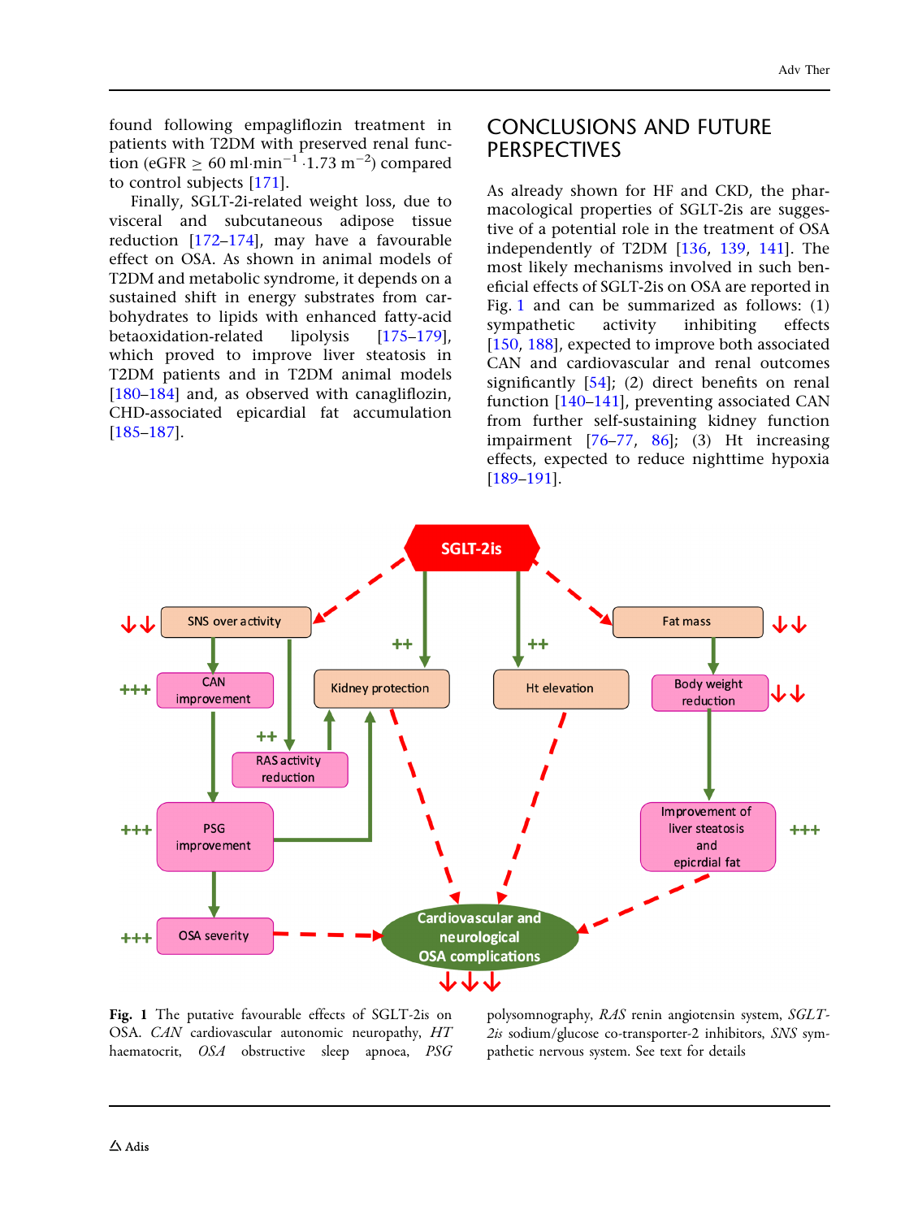found following empagliflozin treatment in patients with T2DM with preserved renal function (eGFR ≥ 60 ml·min$^{-1}$·1.73 m$^{-2}$) compared to control subjects [171].

Finally, SGLT-2i-related weight loss, due to visceral and subcutaneous adipose tissue reduction [172–174], may have a favourable effect on OSA. As shown in animal models of T2DM and metabolic syndrome, it depends on a sustained shift in energy substrates from carbohydrates to lipids with enhanced fatty-acid betaoxidation-related lipolysis [175–179], which proved to improve liver steatosis in T2DM patients and in T2DM animal models [180–184] and, as observed with canagliflozin, CHD-associated epicardial fat accumulation [185–187].

## CONCLUSIONS AND FUTURE PERSPECTIVES

As already shown for HF and CKD, the pharmacological properties of SGLT-2is are suggestive of a potential role in the treatment of OSA independently of T2DM [136, 139, 141]. The most likely mechanisms involved in such beneficial effects of SGLT-2is on OSA are reported in Fig. 1 and can be summarized as follows: (1) sympathetic activity inhibiting effects [150, 188], expected to improve both associated CAN and cardiovascular and renal outcomes significantly [54]; (2) direct benefits on renal function [140–141], preventing associated CAN from further self-sustaining kidney function impairment [76–77, 86]; (3) Ht increasing effects, expected to reduce nighttime hypoxia [189–191].

**Fig. 1** The putative favourable effects of SGLT-2is on OSA. *CAN* cardiovascular autonomic neuropathy, *HT* haematocrit, *OSA* obstructive sleep apnoea, *PSG* polysomnography, *RAS* renin angiotensin system, *SGLT-2is* sodium/glucose co-transporter-2 inhibitors, *SNS* sympathetic nervous system. See text for details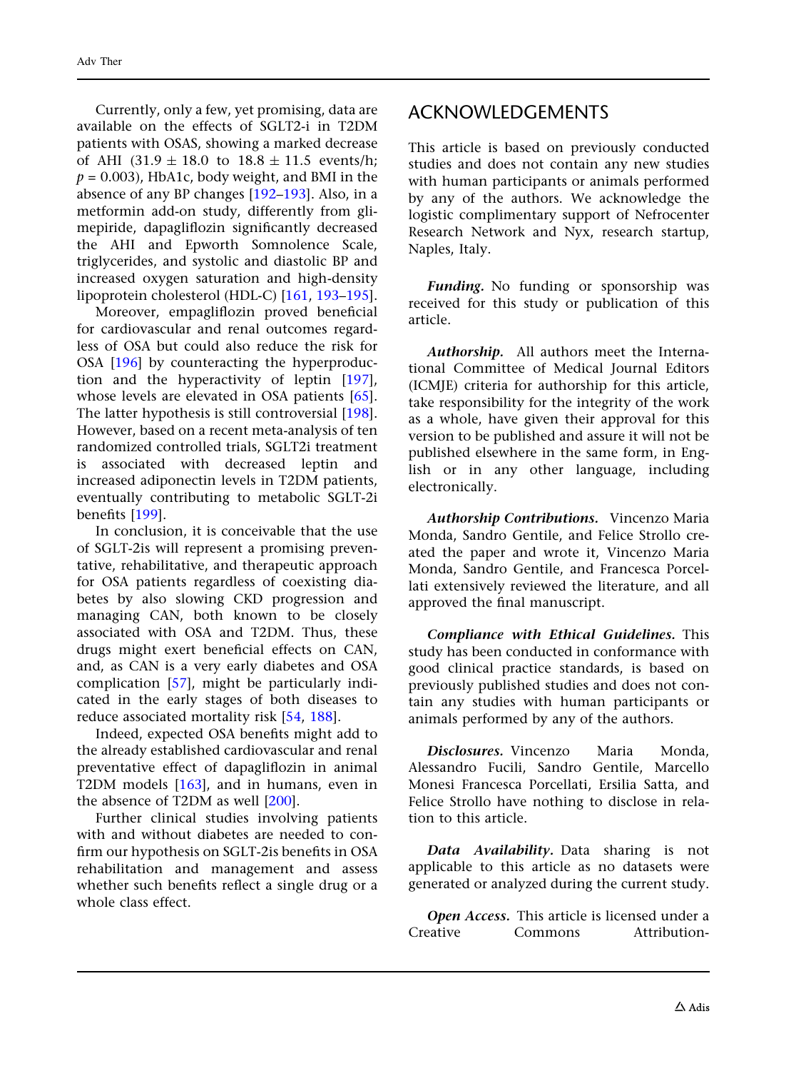Currently, only a few, yet promising, data are available on the effects of SGLT2-i in T2DM patients with OSAS, showing a marked decrease of AHI (31.9 ± 18.0 to 18.8 ± 11.5 events/h; $p = 0.003$), HbA1c, body weight, and BMI in the absence of any BP changes [192–193]. Also, in a metformin add-on study, differently from glimepiride, dapagliflozin significantly decreased the AHI and Epworth Somnolence Scale, triglycerides, and systolic and diastolic BP and increased oxygen saturation and high-density lipoprotein cholesterol (HDL-C) [161, 193–195].

Moreover, empagliflozin proved beneficial for cardiovascular and renal outcomes regardless of OSA but could also reduce the risk for OSA [196] by counteracting the hyperproduction and the hyperactivity of leptin [197], whose levels are elevated in OSA patients [65]. The latter hypothesis is still controversial [198]. However, based on a recent meta-analysis of ten randomized controlled trials, SGLT2i treatment is associated with decreased leptin and increased adiponectin levels in T2DM patients, eventually contributing to metabolic SGLT-2i benefits [199].

In conclusion, it is conceivable that the use of SGLT-2is will represent a promising preventative, rehabilitative, and therapeutic approach for OSA patients regardless of coexisting diabetes by also slowing CKD progression and managing CAN, both known to be closely associated with OSA and T2DM. Thus, these drugs might exert beneficial effects on CAN, and, as CAN is a very early diabetes and OSA complication [57], might be particularly indicated in the early stages of both diseases to reduce associated mortality risk [54, 188].

Indeed, expected OSA benefits might add to the already established cardiovascular and renal preventative effect of dapagliflozin in animal T2DM models [163], and in humans, even in the absence of T2DM as well [200].

Further clinical studies involving patients with and without diabetes are needed to confirm our hypothesis on SGLT-2is benefits in OSA rehabilitation and management and assess whether such benefits reflect a single drug or a whole class effect.

## ACKNOWLEDGEMENTS

This article is based on previously conducted studies and does not contain any new studies with human participants or animals performed by any of the authors. We acknowledge the logistic complimentary support of Nefrocenter Research Network and Nyx, research startup, Naples, Italy.

***Funding.*** No funding or sponsorship was received for this study or publication of this article.

***Authorship.*** All authors meet the International Committee of Medical Journal Editors (ICMJE) criteria for authorship for this article, take responsibility for the integrity of the work as a whole, have given their approval for this version to be published and assure it will not be published elsewhere in the same form, in English or in any other language, including electronically.

***Authorship Contributions.*** Vincenzo Maria Monda, Sandro Gentile, and Felice Strollo created the paper and wrote it, Vincenzo Maria Monda, Sandro Gentile, and Francesca Porcellati extensively reviewed the literature, and all approved the final manuscript.

***Compliance with Ethical Guidelines.*** This study has been conducted in conformance with good clinical practice standards, is based on previously published studies and does not contain any studies with human participants or animals performed by any of the authors.

***Disclosures.*** Vincenzo Maria Monda, Alessandro Fucili, Sandro Gentile, Marcello Monesi Francesca Porcellati, Ersilia Satta, and Felice Strollo have nothing to disclose in relation to this article.

***Data Availability.*** Data sharing is not applicable to this article as no datasets were generated or analyzed during the current study.

***Open Access.*** This article is licensed under a Creative Commons Attribution-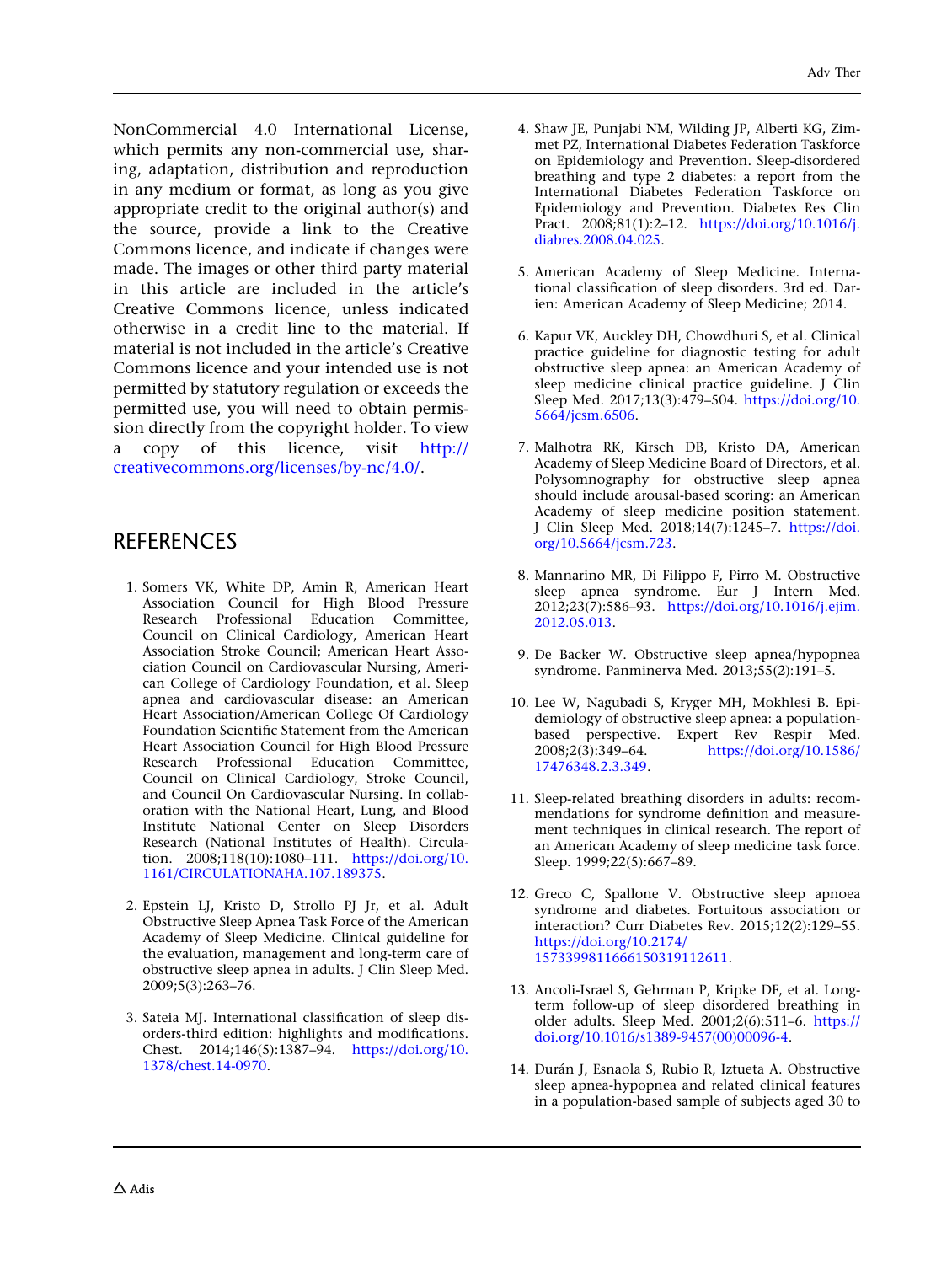NonCommercial 4.0 International License, which permits any non-commercial use, sharing, adaptation, distribution and reproduction in any medium or format, as long as you give appropriate credit to the original author(s) and the source, provide a link to the Creative Commons licence, and indicate if changes were made. The images or other third party material in this article are included in the article's Creative Commons licence, unless indicated otherwise in a credit line to the material. If material is not included in the article's Creative Commons licence and your intended use is not permitted by statutory regulation or exceeds the permitted use, you will need to obtain permission directly from the copyright holder. To view a copy of this licence, visit http://creativecommons.org/licenses/by-nc/4.0/.

## REFERENCES

1. Somers VK, White DP, Amin R, American Heart Association Council for High Blood Pressure Research Professional Education Committee, Council on Clinical Cardiology, American Heart Association Stroke Council; American Heart Association Council on Cardiovascular Nursing, American College of Cardiology Foundation, et al. Sleep apnea and cardiovascular disease: an American Heart Association/American College Of Cardiology Foundation Scientific Statement from the American Heart Association Council for High Blood Pressure Research Professional Education Committee, Council on Clinical Cardiology, Stroke Council, and Council On Cardiovascular Nursing. In collaboration with the National Heart, Lung, and Blood Institute National Center on Sleep Disorders Research (National Institutes of Health). Circulation. 2008;118(10):1080–111. https://doi.org/10.1161/CIRCULATIONAHA.107.189375.

2. Epstein LJ, Kristo D, Strollo PJ Jr, et al. Adult Obstructive Sleep Apnea Task Force of the American Academy of Sleep Medicine. Clinical guideline for the evaluation, management and long-term care of obstructive sleep apnea in adults. J Clin Sleep Med. 2009;5(3):263–76.

3. Sateia MJ. International classification of sleep disorders-third edition: highlights and modifications. Chest. 2014;146(5):1387–94. https://doi.org/10.1378/chest.14-0970.

4. Shaw JE, Punjabi NM, Wilding JP, Alberti KG, Zimmet PZ, International Diabetes Federation Taskforce on Epidemiology and Prevention. Sleep-disordered breathing and type 2 diabetes: a report from the International Diabetes Federation Taskforce on Epidemiology and Prevention. Diabetes Res Clin Pract. 2008;81(1):2–12. https://doi.org/10.1016/j.diabres.2008.04.025.

5. American Academy of Sleep Medicine. International classification of sleep disorders. 3rd ed. Darien: American Academy of Sleep Medicine; 2014.

6. Kapur VK, Auckley DH, Chowdhuri S, et al. Clinical practice guideline for diagnostic testing for adult obstructive sleep apnea: an American Academy of sleep medicine clinical practice guideline. J Clin Sleep Med. 2017;13(3):479–504. https://doi.org/10.5664/jcsm.6506.

7. Malhotra RK, Kirsch DB, Kristo DA, American Academy of Sleep Medicine Board of Directors, et al. Polysomnography for obstructive sleep apnea should include arousal-based scoring: an American Academy of sleep medicine position statement. J Clin Sleep Med. 2018;14(7):1245–7. https://doi.org/10.5664/jcsm.723.

8. Mannarino MR, Di Filippo F, Pirro M. Obstructive sleep apnea syndrome. Eur J Intern Med. 2012;23(7):586–93. https://doi.org/10.1016/j.ejim.2012.05.013.

9. De Backer W. Obstructive sleep apnea/hypopnea syndrome. Panminerva Med. 2013;55(2):191–5.

10. Lee W, Nagubadi S, Kryger MH, Mokhlesi B. Epidemiology of obstructive sleep apnea: a population-based perspective. Expert Rev Respir Med. 2008;2(3):349–64. https://doi.org/10.1586/17476348.2.3.349.

11. Sleep-related breathing disorders in adults: recommendations for syndrome definition and measurement techniques in clinical research. The report of an American Academy of sleep medicine task force. Sleep. 1999;22(5):667–89.

12. Greco C, Spallone V. Obstructive sleep apnoea syndrome and diabetes. Fortuitous association or interaction? Curr Diabetes Rev. 2015;12(2):129–55. https://doi.org/10.2174/1573399811666150319112611.

13. Ancoli-Israel S, Gehrman P, Kripke DF, et al. Long-term follow-up of sleep disordered breathing in older adults. Sleep Med. 2001;2(6):511–6. https://doi.org/10.1016/s1389-9457(00)00096-4.

14. Durán J, Esnaola S, Rubio R, Iztueta A. Obstructive sleep apnea-hypopnea and related clinical features in a population-based sample of subjects aged 30 to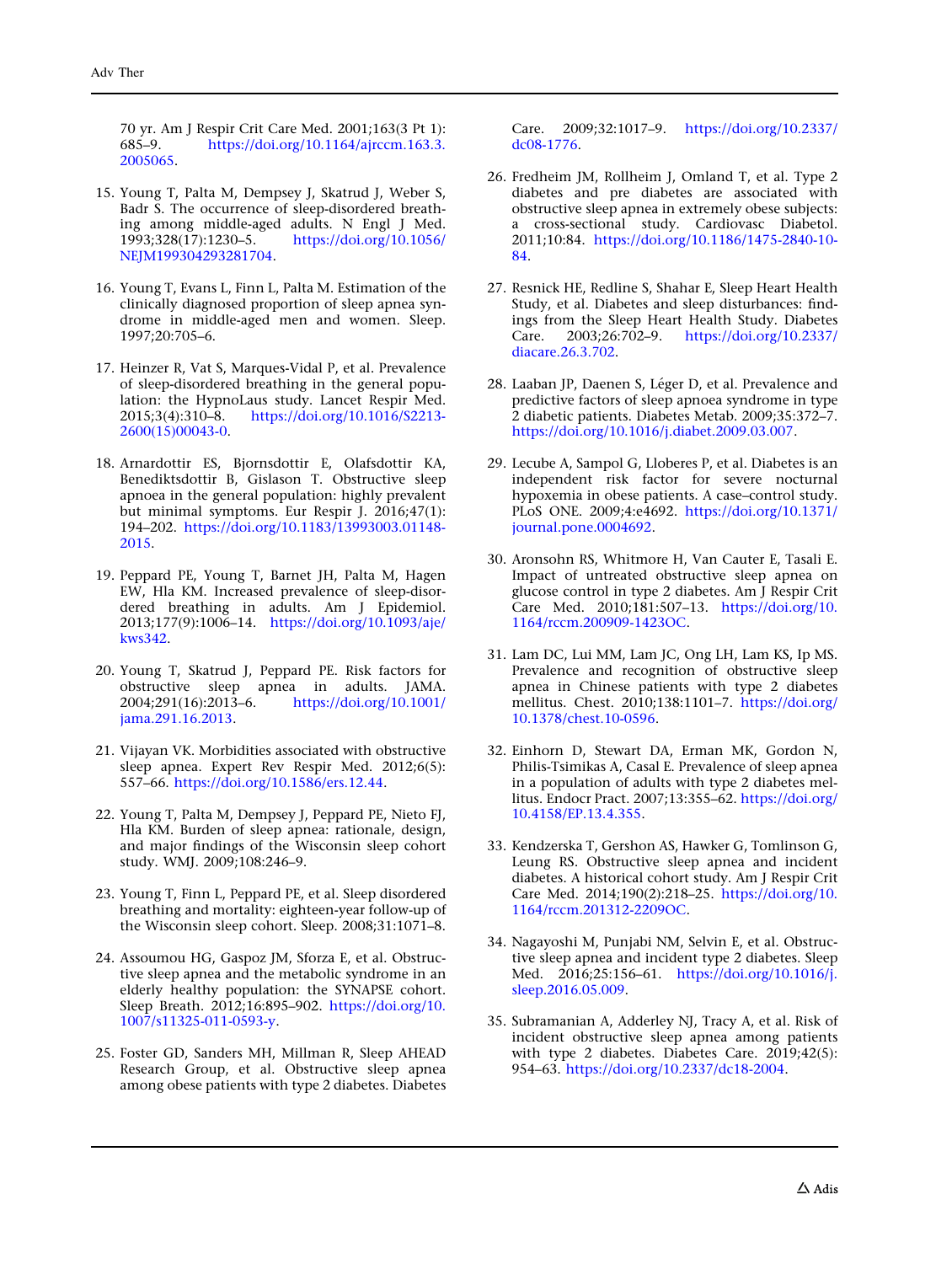70 yr. Am J Respir Crit Care Med. 2001;163(3 Pt 1):685–9. https://doi.org/10.1164/ajrccm.163.3.2005065.

15. Young T, Palta M, Dempsey J, Skatrud J, Weber S, Badr S. The occurrence of sleep-disordered breathing among middle-aged adults. N Engl J Med. 1993;328(17):1230–5. https://doi.org/10.1056/NEJM199304293281704.

16. Young T, Evans L, Finn L, Palta M. Estimation of the clinically diagnosed proportion of sleep apnea syndrome in middle-aged men and women. Sleep. 1997;20:705–6.

17. Heinzer R, Vat S, Marques-Vidal P, et al. Prevalence of sleep-disordered breathing in the general population: the HypnoLaus study. Lancet Respir Med. 2015;3(4):310–8. https://doi.org/10.1016/S2213-2600(15)00043-0.

18. Arnardottir ES, Bjornsdottir E, Olafsdottir KA, Benediktsdottir B, Gislason T. Obstructive sleep apnoea in the general population: highly prevalent but minimal symptoms. Eur Respir J. 2016;47(1):194–202. https://doi.org/10.1183/13993003.01148-2015.

19. Peppard PE, Young T, Barnet JH, Palta M, Hagen EW, Hla KM. Increased prevalence of sleep-disordered breathing in adults. Am J Epidemiol. 2013;177(9):1006–14. https://doi.org/10.1093/aje/kws342.

20. Young T, Skatrud J, Peppard PE. Risk factors for obstructive sleep apnea in adults. JAMA. 2004;291(16):2013–6. https://doi.org/10.1001/jama.291.16.2013.

21. Vijayan VK. Morbidities associated with obstructive sleep apnea. Expert Rev Respir Med. 2012;6(5):557–66. https://doi.org/10.1586/ers.12.44.

22. Young T, Palta M, Dempsey J, Peppard PE, Nieto FJ, Hla KM. Burden of sleep apnea: rationale, design, and major findings of the Wisconsin sleep cohort study. WMJ. 2009;108:246–9.

23. Young T, Finn L, Peppard PE, et al. Sleep disordered breathing and mortality: eighteen-year follow-up of the Wisconsin sleep cohort. Sleep. 2008;31:1071–8.

24. Assoumou HG, Gaspoz JM, Sforza E, et al. Obstructive sleep apnea and the metabolic syndrome in an elderly healthy population: the SYNAPSE cohort. Sleep Breath. 2012;16:895–902. https://doi.org/10.1007/s11325-011-0593-y.

25. Foster GD, Sanders MH, Millman R, Sleep AHEAD Research Group, et al. Obstructive sleep apnea among obese patients with type 2 diabetes. Diabetes Care. 2009;32:1017–9. https://doi.org/10.2337/dc08-1776.

26. Fredheim JM, Rollheim J, Omland T, et al. Type 2 diabetes and pre diabetes are associated with obstructive sleep apnea in extremely obese subjects: a cross-sectional study. Cardiovasc Diabetol. 2011;10:84. https://doi.org/10.1186/1475-2840-10-84.

27. Resnick HE, Redline S, Shahar E, Sleep Heart Health Study, et al. Diabetes and sleep disturbances: findings from the Sleep Heart Health Study. Diabetes Care. 2003;26:702–9. https://doi.org/10.2337/diacare.26.3.702.

28. Laaban JP, Daenen S, Léger D, et al. Prevalence and predictive factors of sleep apnoea syndrome in type 2 diabetic patients. Diabetes Metab. 2009;35:372–7. https://doi.org/10.1016/j.diabet.2009.03.007.

29. Lecube A, Sampol G, Lloberes P, et al. Diabetes is an independent risk factor for severe nocturnal hypoxemia in obese patients. A case–control study. PLoS ONE. 2009;4:e4692. https://doi.org/10.1371/journal.pone.0004692.

30. Aronsohn RS, Whitmore H, Van Cauter E, Tasali E. Impact of untreated obstructive sleep apnea on glucose control in type 2 diabetes. Am J Respir Crit Care Med. 2010;181:507–13. https://doi.org/10.1164/rccm.200909-1423OC.

31. Lam DC, Lui MM, Lam JC, Ong LH, Lam KS, Ip MS. Prevalence and recognition of obstructive sleep apnea in Chinese patients with type 2 diabetes mellitus. Chest. 2010;138:1101–7. https://doi.org/10.1378/chest.10-0596.

32. Einhorn D, Stewart DA, Erman MK, Gordon N, Philis-Tsimikas A, Casal E. Prevalence of sleep apnea in a population of adults with type 2 diabetes mellitus. Endocr Pract. 2007;13:355–62. https://doi.org/10.4158/EP.13.4.355.

33. Kendzerska T, Gershon AS, Hawker G, Tomlinson G, Leung RS. Obstructive sleep apnea and incident diabetes. A historical cohort study. Am J Respir Crit Care Med. 2014;190(2):218–25. https://doi.org/10.1164/rccm.201312-2209OC.

34. Nagayoshi M, Punjabi NM, Selvin E, et al. Obstructive sleep apnea and incident type 2 diabetes. Sleep Med. 2016;25:156–61. https://doi.org/10.1016/j.sleep.2016.05.009.

35. Subramanian A, Adderley NJ, Tracy A, et al. Risk of incident obstructive sleep apnea among patients with type 2 diabetes. Diabetes Care. 2019;42(5):954–63. https://doi.org/10.2337/dc18-2004.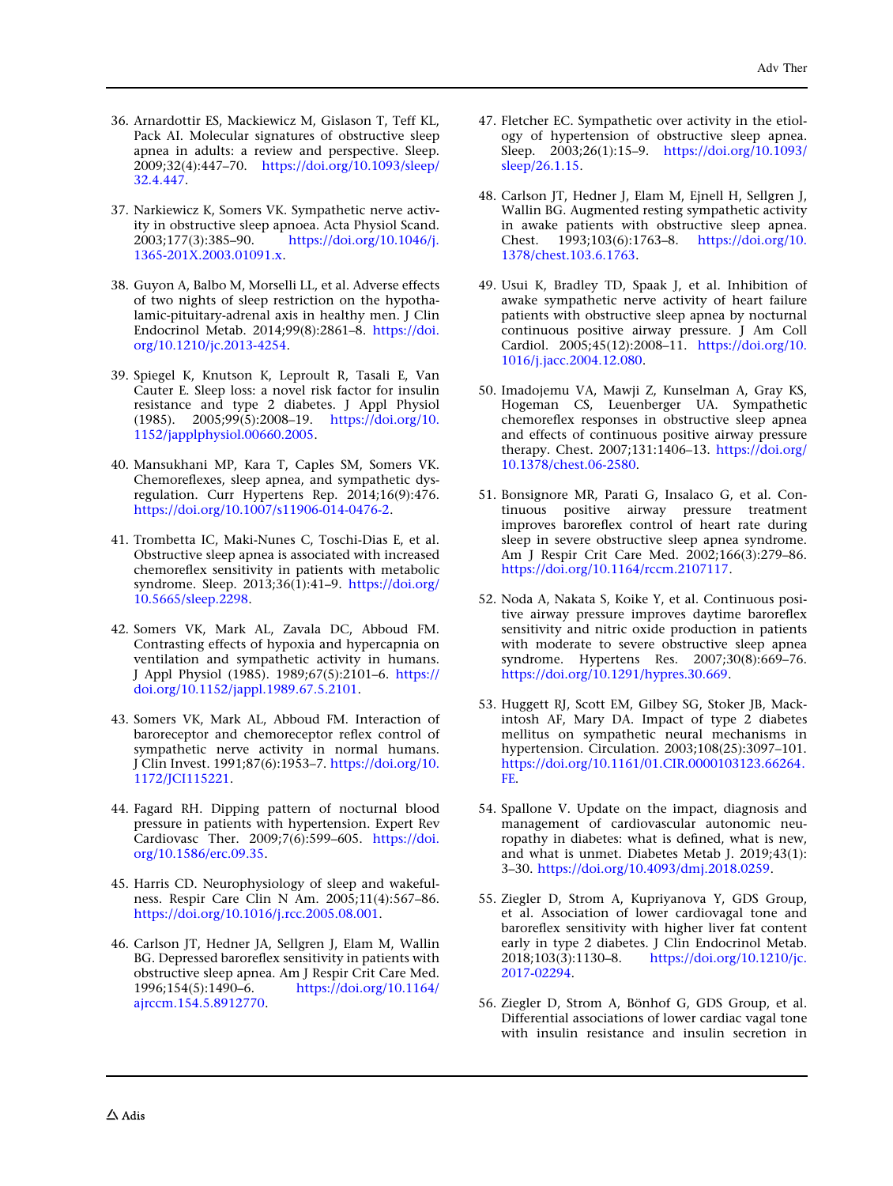36. Arnardottir ES, Mackiewicz M, Gislason T, Teff KL, Pack AI. Molecular signatures of obstructive sleep apnea in adults: a review and perspective. Sleep. 2009;32(4):447–70. https://doi.org/10.1093/sleep/32.4.447.

37. Narkiewicz K, Somers VK. Sympathetic nerve activity in obstructive sleep apnoea. Acta Physiol Scand. 2003;177(3):385–90. https://doi.org/10.1046/j.1365-201X.2003.01091.x.

38. Guyon A, Balbo M, Morselli LL, et al. Adverse effects of two nights of sleep restriction on the hypothalamic-pituitary-adrenal axis in healthy men. J Clin Endocrinol Metab. 2014;99(8):2861–8. https://doi.org/10.1210/jc.2013-4254.

39. Spiegel K, Knutson K, Leproult R, Tasali E, Van Cauter E. Sleep loss: a novel risk factor for insulin resistance and type 2 diabetes. J Appl Physiol (1985). 2005;99(5):2008–19. https://doi.org/10.1152/japplphysiol.00660.2005.

40. Mansukhani MP, Kara T, Caples SM, Somers VK. Chemoreflexes, sleep apnea, and sympathetic dysregulation. Curr Hypertens Rep. 2014;16(9):476. https://doi.org/10.1007/s11906-014-0476-2.

41. Trombetta IC, Maki-Nunes C, Toschi-Dias E, et al. Obstructive sleep apnea is associated with increased chemoreflex sensitivity in patients with metabolic syndrome. Sleep. 2013;36(1):41–9. https://doi.org/10.5665/sleep.2298.

42. Somers VK, Mark AL, Zavala DC, Abboud FM. Contrasting effects of hypoxia and hypercapnia on ventilation and sympathetic activity in humans. J Appl Physiol (1985). 1989;67(5):2101–6. https://doi.org/10.1152/jappl.1989.67.5.2101.

43. Somers VK, Mark AL, Abboud FM. Interaction of baroreceptor and chemoreceptor reflex control of sympathetic nerve activity in normal humans. J Clin Invest. 1991;87(6):1953–7. https://doi.org/10.1172/JCI115221.

44. Fagard RH. Dipping pattern of nocturnal blood pressure in patients with hypertension. Expert Rev Cardiovasc Ther. 2009;7(6):599–605. https://doi.org/10.1586/erc.09.35.

45. Harris CD. Neurophysiology of sleep and wakefulness. Respir Care Clin N Am. 2005;11(4):567–86. https://doi.org/10.1016/j.rcc.2005.08.001.

46. Carlson JT, Hedner JA, Sellgren J, Elam M, Wallin BG. Depressed baroreflex sensitivity in patients with obstructive sleep apnea. Am J Respir Crit Care Med. 1996;154(5):1490–6. https://doi.org/10.1164/ajrccm.154.5.8912770.

47. Fletcher EC. Sympathetic over activity in the etiology of hypertension of obstructive sleep apnea. Sleep. 2003;26(1):15–9. https://doi.org/10.1093/sleep/26.1.15.

48. Carlson JT, Hedner J, Elam M, Ejnell H, Sellgren J, Wallin BG. Augmented resting sympathetic activity in awake patients with obstructive sleep apnea. Chest. 1993;103(6):1763–8. https://doi.org/10.1378/chest.103.6.1763.

49. Usui K, Bradley TD, Spaak J, et al. Inhibition of awake sympathetic nerve activity of heart failure patients with obstructive sleep apnea by nocturnal continuous positive airway pressure. J Am Coll Cardiol. 2005;45(12):2008–11. https://doi.org/10.1016/j.jacc.2004.12.080.

50. Imadojemu VA, Mawji Z, Kunselman A, Gray KS, Hogeman CS, Leuenberger UA. Sympathetic chemoreflex responses in obstructive sleep apnea and effects of continuous positive airway pressure therapy. Chest. 2007;131:1406–13. https://doi.org/10.1378/chest.06-2580.

51. Bonsignore MR, Parati G, Insalaco G, et al. Continuous positive airway pressure treatment improves baroreflex control of heart rate during sleep in severe obstructive sleep apnea syndrome. Am J Respir Crit Care Med. 2002;166(3):279–86. https://doi.org/10.1164/rccm.2107117.

52. Noda A, Nakata S, Koike Y, et al. Continuous positive airway pressure improves daytime baroreflex sensitivity and nitric oxide production in patients with moderate to severe obstructive sleep apnea syndrome. Hypertens Res. 2007;30(8):669–76. https://doi.org/10.1291/hypres.30.669.

53. Huggett RJ, Scott EM, Gilbey SG, Stoker JB, Mackintosh AF, Mary DA. Impact of type 2 diabetes mellitus on sympathetic neural mechanisms in hypertension. Circulation. 2003;108(25):3097–101. https://doi.org/10.1161/01.CIR.0000103123.66264.FE.

54. Spallone V. Update on the impact, diagnosis and management of cardiovascular autonomic neuropathy in diabetes: what is defined, what is new, and what is unmet. Diabetes Metab J. 2019;43(1):3–30. https://doi.org/10.4093/dmj.2018.0259.

55. Ziegler D, Strom A, Kupriyanova Y, GDS Group, et al. Association of lower cardiovagal tone and baroreflex sensitivity with higher liver fat content early in type 2 diabetes. J Clin Endocrinol Metab. 2018;103(3):1130–8. https://doi.org/10.1210/jc.2017-02294.

56. Ziegler D, Strom A, Bönhof G, GDS Group, et al. Differential associations of lower cardiac vagal tone with insulin resistance and insulin secretion in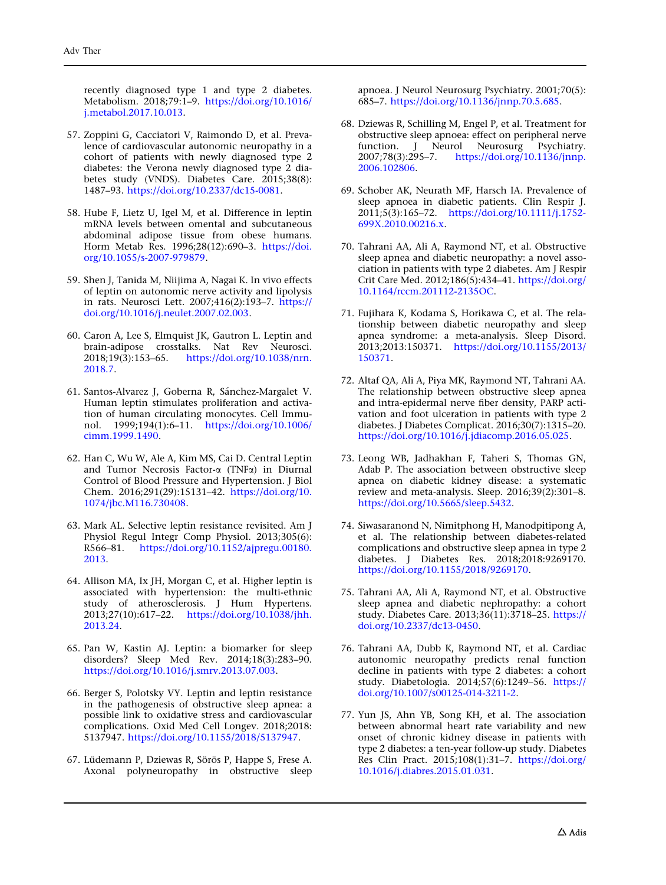recently diagnosed type 1 and type 2 diabetes. Metabolism. 2018;79:1–9. https://doi.org/10.1016/j.metabol.2017.10.013.

57. Zoppini G, Cacciatori V, Raimondo D, et al. Prevalence of cardiovascular autonomic neuropathy in a cohort of patients with newly diagnosed type 2 diabetes: the Verona newly diagnosed type 2 diabetes study (VNDS). Diabetes Care. 2015;38(8):1487–93. https://doi.org/10.2337/dc15-0081.

58. Hube F, Lietz U, Igel M, et al. Difference in leptin mRNA levels between omental and subcutaneous abdominal adipose tissue from obese humans. Horm Metab Res. 1996;28(12):690–3. https://doi.org/10.1055/s-2007-979879.

59. Shen J, Tanida M, Niijima A, Nagai K. In vivo effects of leptin on autonomic nerve activity and lipolysis in rats. Neurosci Lett. 2007;416(2):193–7. https://doi.org/10.1016/j.neulet.2007.02.003.

60. Caron A, Lee S, Elmquist JK, Gautron L. Leptin and brain-adipose crosstalks. Nat Rev Neurosci. 2018;19(3):153–65. https://doi.org/10.1038/nrn.2018.7.

61. Santos-Alvarez J, Goberna R, Sánchez-Margalet V. Human leptin stimulates proliferation and activation of human circulating monocytes. Cell Immunol. 1999;194(1):6–11. https://doi.org/10.1006/cimm.1999.1490.

62. Han C, Wu W, Ale A, Kim MS, Cai D. Central Leptin and Tumor Necrosis Factor-α (TNFα) in Diurnal Control of Blood Pressure and Hypertension. J Biol Chem. 2016;291(29):15131–42. https://doi.org/10.1074/jbc.M116.730408.

63. Mark AL. Selective leptin resistance revisited. Am J Physiol Regul Integr Comp Physiol. 2013;305(6):R566–81. https://doi.org/10.1152/ajpregu.00180.2013.

64. Allison MA, Ix JH, Morgan C, et al. Higher leptin is associated with hypertension: the multi-ethnic study of atherosclerosis. J Hum Hypertens. 2013;27(10):617–22. https://doi.org/10.1038/jhh.2013.24.

65. Pan W, Kastin AJ. Leptin: a biomarker for sleep disorders? Sleep Med Rev. 2014;18(3):283–90. https://doi.org/10.1016/j.smrv.2013.07.003.

66. Berger S, Polotsky VY. Leptin and leptin resistance in the pathogenesis of obstructive sleep apnea: a possible link to oxidative stress and cardiovascular complications. Oxid Med Cell Longev. 2018;2018:5137947. https://doi.org/10.1155/2018/5137947.

67. Lüdemann P, Dziewas R, Sörös P, Happe S, Frese A. Axonal polyneuropathy in obstructive sleep apnoea. J Neurol Neurosurg Psychiatry. 2001;70(5):685–7. https://doi.org/10.1136/jnnp.70.5.685.

68. Dziewas R, Schilling M, Engel P, et al. Treatment for obstructive sleep apnoea: effect on peripheral nerve function. J Neurol Neurosurg Psychiatry. 2007;78(3):295–7. https://doi.org/10.1136/jnnp.2006.102806.

69. Schober AK, Neurath MF, Harsch IA. Prevalence of sleep apnoea in diabetic patients. Clin Respir J. 2011;5(3):165–72. https://doi.org/10.1111/j.1752-699X.2010.00216.x.

70. Tahrani AA, Ali A, Raymond NT, et al. Obstructive sleep apnea and diabetic neuropathy: a novel association in patients with type 2 diabetes. Am J Respir Crit Care Med. 2012;186(5):434–41. https://doi.org/10.1164/rccm.201112-2135OC.

71. Fujihara K, Kodama S, Horikawa C, et al. The relationship between diabetic neuropathy and sleep apnea syndrome: a meta-analysis. Sleep Disord. 2013;2013:150371. https://doi.org/10.1155/2013/150371.

72. Altaf QA, Ali A, Piya MK, Raymond NT, Tahrani AA. The relationship between obstructive sleep apnea and intra-epidermal nerve fiber density, PARP activation and foot ulceration in patients with type 2 diabetes. J Diabetes Complicat. 2016;30(7):1315–20. https://doi.org/10.1016/j.jdiacomp.2016.05.025.

73. Leong WB, Jadhakhan F, Taheri S, Thomas GN, Adab P. The association between obstructive sleep apnea on diabetic kidney disease: a systematic review and meta-analysis. Sleep. 2016;39(2):301–8. https://doi.org/10.5665/sleep.5432.

74. Siwasaranond N, Nimitphong H, Manodpitipong A, et al. The relationship between diabetes-related complications and obstructive sleep apnea in type 2 diabetes. J Diabetes Res. 2018;2018:9269170. https://doi.org/10.1155/2018/9269170.

75. Tahrani AA, Ali A, Raymond NT, et al. Obstructive sleep apnea and diabetic nephropathy: a cohort study. Diabetes Care. 2013;36(11):3718–25. https://doi.org/10.2337/dc13-0450.

76. Tahrani AA, Dubb K, Raymond NT, et al. Cardiac autonomic neuropathy predicts renal function decline in patients with type 2 diabetes: a cohort study. Diabetologia. 2014;57(6):1249–56. https://doi.org/10.1007/s00125-014-3211-2.

77. Yun JS, Ahn YB, Song KH, et al. The association between abnormal heart rate variability and new onset of chronic kidney disease in patients with type 2 diabetes: a ten-year follow-up study. Diabetes Res Clin Pract. 2015;108(1):31–7. https://doi.org/10.1016/j.diabres.2015.01.031.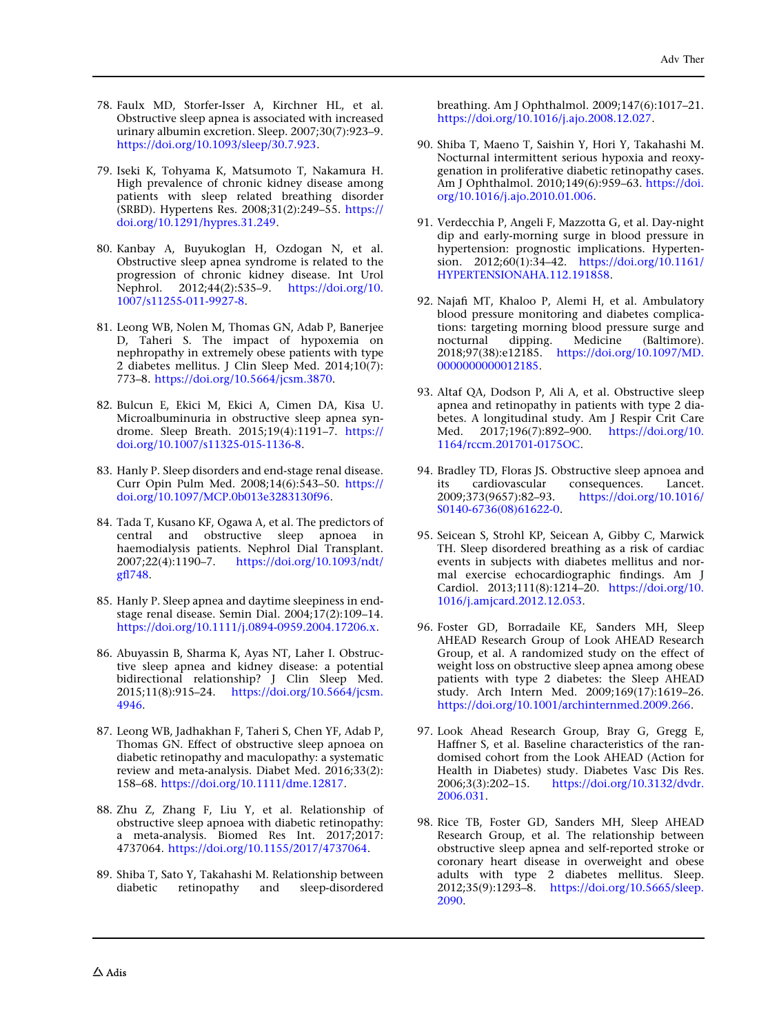78. Faulx MD, Storfer-Isser A, Kirchner HL, et al. Obstructive sleep apnea is associated with increased urinary albumin excretion. Sleep. 2007;30(7):923–9. https://doi.org/10.1093/sleep/30.7.923.

79. Iseki K, Tohyama K, Matsumoto T, Nakamura H. High prevalence of chronic kidney disease among patients with sleep related breathing disorder (SRBD). Hypertens Res. 2008;31(2):249–55. https://doi.org/10.1291/hypres.31.249.

80. Kanbay A, Buyukoglan H, Ozdogan N, et al. Obstructive sleep apnea syndrome is related to the progression of chronic kidney disease. Int Urol Nephrol. 2012;44(2):535–9. https://doi.org/10.1007/s11255-011-9927-8.

81. Leong WB, Nolen M, Thomas GN, Adab P, Banerjee D, Taheri S. The impact of hypoxemia on nephropathy in extremely obese patients with type 2 diabetes mellitus. J Clin Sleep Med. 2014;10(7):773–8. https://doi.org/10.5664/jcsm.3870.

82. Bulcun E, Ekici M, Ekici A, Cimen DA, Kisa U. Microalbuminuria in obstructive sleep apnea syndrome. Sleep Breath. 2015;19(4):1191–7. https://doi.org/10.1007/s11325-015-1136-8.

83. Hanly P. Sleep disorders and end-stage renal disease. Curr Opin Pulm Med. 2008;14(6):543–50. https://doi.org/10.1097/MCP.0b013e3283130f96.

84. Tada T, Kusano KF, Ogawa A, et al. The predictors of central and obstructive sleep apnoea in haemodialysis patients. Nephrol Dial Transplant. 2007;22(4):1190–7. https://doi.org/10.1093/ndt/gfl748.

85. Hanly P. Sleep apnea and daytime sleepiness in end-stage renal disease. Semin Dial. 2004;17(2):109–14. https://doi.org/10.1111/j.0894-0959.2004.17206.x.

86. Abuyassin B, Sharma K, Ayas NT, Laher I. Obstructive sleep apnea and kidney disease: a potential bidirectional relationship? J Clin Sleep Med. 2015;11(8):915–24. https://doi.org/10.5664/jcsm.4946.

87. Leong WB, Jadhakhan F, Taheri S, Chen YF, Adab P, Thomas GN. Effect of obstructive sleep apnoea on diabetic retinopathy and maculopathy: a systematic review and meta-analysis. Diabet Med. 2016;33(2):158–68. https://doi.org/10.1111/dme.12817.

88. Zhu Z, Zhang F, Liu Y, et al. Relationship of obstructive sleep apnoea with diabetic retinopathy: a meta-analysis. Biomed Res Int. 2017;2017:4737064. https://doi.org/10.1155/2017/4737064.

89. Shiba T, Sato Y, Takahashi M. Relationship between diabetic retinopathy and sleep-disordered breathing. Am J Ophthalmol. 2009;147(6):1017–21. https://doi.org/10.1016/j.ajo.2008.12.027.

90. Shiba T, Maeno T, Saishin Y, Hori Y, Takahashi M. Nocturnal intermittent serious hypoxia and reoxygenation in proliferative diabetic retinopathy cases. Am J Ophthalmol. 2010;149(6):959–63. https://doi.org/10.1016/j.ajo.2010.01.006.

91. Verdecchia P, Angeli F, Mazzotta G, et al. Day-night dip and early-morning surge in blood pressure in hypertension: prognostic implications. Hypertension. 2012;60(1):34–42. https://doi.org/10.1161/HYPERTENSIONAHA.112.191858.

92. Najafi MT, Khaloo P, Alemi H, et al. Ambulatory blood pressure monitoring and diabetes complications: targeting morning blood pressure surge and nocturnal dipping. Medicine (Baltimore). 2018;97(38):e12185. https://doi.org/10.1097/MD.0000000000012185.

93. Altaf QA, Dodson P, Ali A, et al. Obstructive sleep apnea and retinopathy in patients with type 2 diabetes. A longitudinal study. Am J Respir Crit Care Med. 2017;196(7):892–900. https://doi.org/10.1164/rccm.201701-0175OC.

94. Bradley TD, Floras JS. Obstructive sleep apnoea and its cardiovascular consequences. Lancet. 2009;373(9657):82–93. https://doi.org/10.1016/S0140-6736(08)61622-0.

95. Seicean S, Strohl KP, Seicean A, Gibby C, Marwick TH. Sleep disordered breathing as a risk of cardiac events in subjects with diabetes mellitus and normal exercise echocardiographic findings. Am J Cardiol. 2013;111(8):1214–20. https://doi.org/10.1016/j.amjcard.2012.12.053.

96. Foster GD, Borradaile KE, Sanders MH, Sleep AHEAD Research Group of Look AHEAD Research Group, et al. A randomized study on the effect of weight loss on obstructive sleep apnea among obese patients with type 2 diabetes: the Sleep AHEAD study. Arch Intern Med. 2009;169(17):1619–26. https://doi.org/10.1001/archinternmed.2009.266.

97. Look Ahead Research Group, Bray G, Gregg E, Haffner S, et al. Baseline characteristics of the randomised cohort from the Look AHEAD (Action for Health in Diabetes) study. Diabetes Vasc Dis Res. 2006;3(3):202–15. https://doi.org/10.3132/dvdr.2006.031.

98. Rice TB, Foster GD, Sanders MH, Sleep AHEAD Research Group, et al. The relationship between obstructive sleep apnea and self-reported stroke or coronary heart disease in overweight and obese adults with type 2 diabetes mellitus. Sleep. 2012;35(9):1293–8. https://doi.org/10.5665/sleep.2090.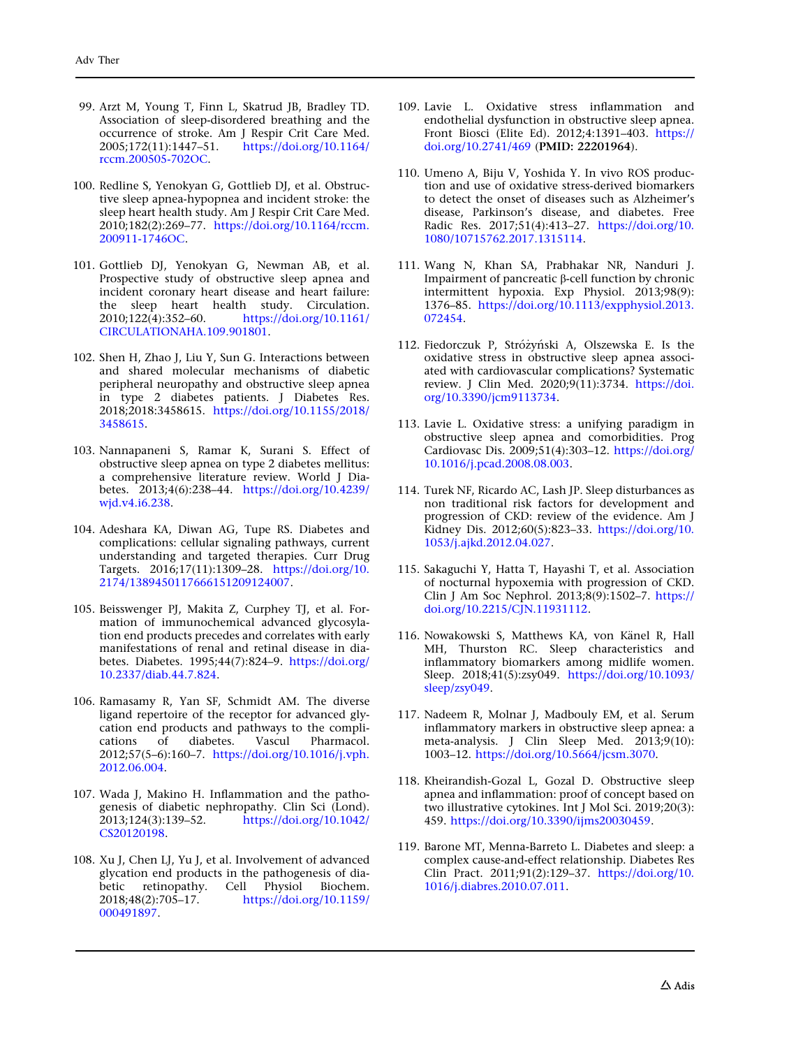99. Arzt M, Young T, Finn L, Skatrud JB, Bradley TD. Association of sleep-disordered breathing and the occurrence of stroke. Am J Respir Crit Care Med. 2005;172(11):1447–51. https://doi.org/10.1164/rccm.200505-702OC.

100. Redline S, Yenokyan G, Gottlieb DJ, et al. Obstructive sleep apnea-hypopnea and incident stroke: the sleep heart health study. Am J Respir Crit Care Med. 2010;182(2):269–77. https://doi.org/10.1164/rccm.200911-1746OC.

101. Gottlieb DJ, Yenokyan G, Newman AB, et al. Prospective study of obstructive sleep apnea and incident coronary heart disease and heart failure: the sleep heart health study. Circulation. 2010;122(4):352–60. https://doi.org/10.1161/CIRCULATIONAHA.109.901801.

102. Shen H, Zhao J, Liu Y, Sun G. Interactions between and shared molecular mechanisms of diabetic peripheral neuropathy and obstructive sleep apnea in type 2 diabetes patients. J Diabetes Res. 2018;2018:3458615. https://doi.org/10.1155/2018/3458615.

103. Nannapaneni S, Ramar K, Surani S. Effect of obstructive sleep apnea on type 2 diabetes mellitus: a comprehensive literature review. World J Diabetes. 2013;4(6):238–44. https://doi.org/10.4239/wjd.v4.i6.238.

104. Adeshara KA, Diwan AG, Tupe RS. Diabetes and complications: cellular signaling pathways, current understanding and targeted therapies. Curr Drug Targets. 2016;17(11):1309–28. https://doi.org/10.2174/1389450117666151209124007.

105. Beisswenger PJ, Makita Z, Curphey TJ, et al. Formation of immunochemical advanced glycosylation end products precedes and correlates with early manifestations of renal and retinal disease in diabetes. Diabetes. 1995;44(7):824–9. https://doi.org/10.2337/diab.44.7.824.

106. Ramasamy R, Yan SF, Schmidt AM. The diverse ligand repertoire of the receptor for advanced glycation end products and pathways to the complications of diabetes. Vascul Pharmacol. 2012;57(5–6):160–7. https://doi.org/10.1016/j.vph.2012.06.004.

107. Wada J, Makino H. Inflammation and the pathogenesis of diabetic nephropathy. Clin Sci (Lond). 2013;124(3):139–52. https://doi.org/10.1042/CS20120198.

108. Xu J, Chen LJ, Yu J, et al. Involvement of advanced glycation end products in the pathogenesis of diabetic retinopathy. Cell Physiol Biochem. 2018;48(2):705–17. https://doi.org/10.1159/000491897.

109. Lavie L. Oxidative stress inflammation and endothelial dysfunction in obstructive sleep apnea. Front Biosci (Elite Ed). 2012;4:1391–403. https://doi.org/10.2741/469 (**PMID: 22201964**).

110. Umeno A, Biju V, Yoshida Y. In vivo ROS production and use of oxidative stress-derived biomarkers to detect the onset of diseases such as Alzheimer's disease, Parkinson's disease, and diabetes. Free Radic Res. 2017;51(4):413–27. https://doi.org/10.1080/10715762.2017.1315114.

111. Wang N, Khan SA, Prabhakar NR, Nanduri J. Impairment of pancreatic β-cell function by chronic intermittent hypoxia. Exp Physiol. 2013;98(9):1376–85. https://doi.org/10.1113/expphysiol.2013.072454.

112. Fiedorczuk P, Stróżyński A, Olszewska E. Is the oxidative stress in obstructive sleep apnea associated with cardiovascular complications? Systematic review. J Clin Med. 2020;9(11):3734. https://doi.org/10.3390/jcm9113734.

113. Lavie L. Oxidative stress: a unifying paradigm in obstructive sleep apnea and comorbidities. Prog Cardiovasc Dis. 2009;51(4):303–12. https://doi.org/10.1016/j.pcad.2008.08.003.

114. Turek NF, Ricardo AC, Lash JP. Sleep disturbances as non traditional risk factors for development and progression of CKD: review of the evidence. Am J Kidney Dis. 2012;60(5):823–33. https://doi.org/10.1053/j.ajkd.2012.04.027.

115. Sakaguchi Y, Hatta T, Hayashi T, et al. Association of nocturnal hypoxemia with progression of CKD. Clin J Am Soc Nephrol. 2013;8(9):1502–7. https://doi.org/10.2215/CJN.11931112.

116. Nowakowski S, Matthews KA, von Känel R, Hall MH, Thurston RC. Sleep characteristics and inflammatory biomarkers among midlife women. Sleep. 2018;41(5):zsy049. https://doi.org/10.1093/sleep/zsy049.

117. Nadeem R, Molnar J, Madbouly EM, et al. Serum inflammatory markers in obstructive sleep apnea: a meta-analysis. J Clin Sleep Med. 2013;9(10):1003–12. https://doi.org/10.5664/jcsm.3070.

118. Kheirandish-Gozal L, Gozal D. Obstructive sleep apnea and inflammation: proof of concept based on two illustrative cytokines. Int J Mol Sci. 2019;20(3):459. https://doi.org/10.3390/ijms20030459.

119. Barone MT, Menna-Barreto L. Diabetes and sleep: a complex cause-and-effect relationship. Diabetes Res Clin Pract. 2011;91(2):129–37. https://doi.org/10.1016/j.diabres.2010.07.011.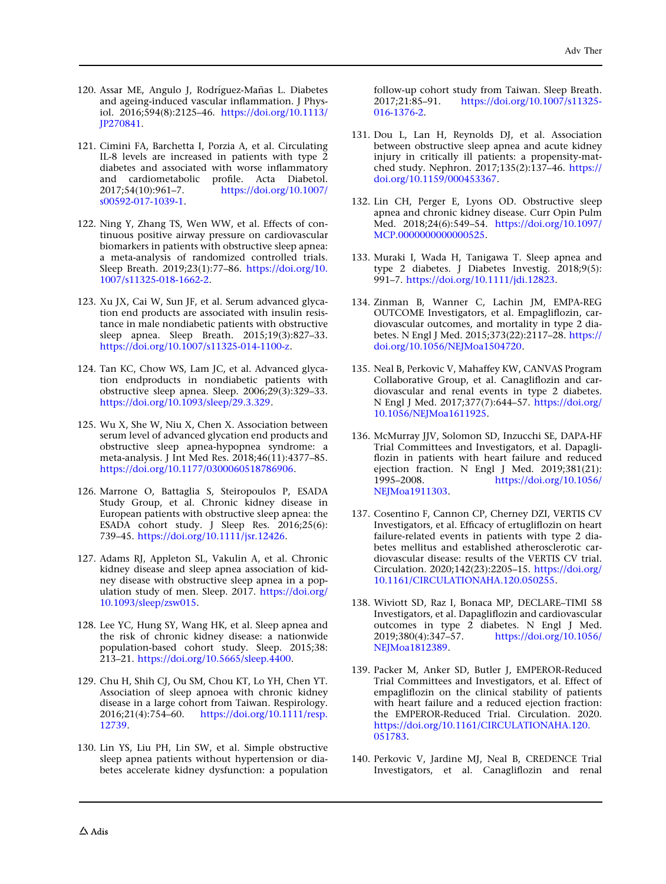120. Assar ME, Angulo J, Rodríguez-Mañas L. Diabetes and ageing-induced vascular inflammation. J Physiol. 2016;594(8):2125–46. https://doi.org/10.1113/JP270841.

121. Cimini FA, Barchetta I, Porzia A, et al. Circulating IL-8 levels are increased in patients with type 2 diabetes and associated with worse inflammatory and cardiometabolic profile. Acta Diabetol. 2017;54(10):961–7. https://doi.org/10.1007/s00592-017-1039-1.

122. Ning Y, Zhang TS, Wen WW, et al. Effects of continuous positive airway pressure on cardiovascular biomarkers in patients with obstructive sleep apnea: a meta-analysis of randomized controlled trials. Sleep Breath. 2019;23(1):77–86. https://doi.org/10.1007/s11325-018-1662-2.

123. Xu JX, Cai W, Sun JF, et al. Serum advanced glycation end products are associated with insulin resistance in male nondiabetic patients with obstructive sleep apnea. Sleep Breath. 2015;19(3):827–33. https://doi.org/10.1007/s11325-014-1100-z.

124. Tan KC, Chow WS, Lam JC, et al. Advanced glycation endproducts in nondiabetic patients with obstructive sleep apnea. Sleep. 2006;29(3):329–33. https://doi.org/10.1093/sleep/29.3.329.

125. Wu X, She W, Niu X, Chen X. Association between serum level of advanced glycation end products and obstructive sleep apnea-hypopnea syndrome: a meta-analysis. J Int Med Res. 2018;46(11):4377–85. https://doi.org/10.1177/0300060518786906.

126. Marrone O, Battaglia S, Steiropoulos P, ESADA Study Group, et al. Chronic kidney disease in European patients with obstructive sleep apnea: the ESADA cohort study. J Sleep Res. 2016;25(6):739–45. https://doi.org/10.1111/jsr.12426.

127. Adams RJ, Appleton SL, Vakulin A, et al. Chronic kidney disease and sleep apnea association of kidney disease with obstructive sleep apnea in a population study of men. Sleep. 2017. https://doi.org/10.1093/sleep/zsw015.

128. Lee YC, Hung SY, Wang HK, et al. Sleep apnea and the risk of chronic kidney disease: a nationwide population-based cohort study. Sleep. 2015;38:213–21. https://doi.org/10.5665/sleep.4400.

129. Chu H, Shih CJ, Ou SM, Chou KT, Lo YH, Chen YT. Association of sleep apnoea with chronic kidney disease in a large cohort from Taiwan. Respirology. 2016;21(4):754–60. https://doi.org/10.1111/resp.12739.

130. Lin YS, Liu PH, Lin SW, et al. Simple obstructive sleep apnea patients without hypertension or diabetes accelerate kidney dysfunction: a population follow-up cohort study from Taiwan. Sleep Breath. 2017;21:85–91. https://doi.org/10.1007/s11325-016-1376-2.

131. Dou L, Lan H, Reynolds DJ, et al. Association between obstructive sleep apnea and acute kidney injury in critically ill patients: a propensity-matched study. Nephron. 2017;135(2):137–46. https://doi.org/10.1159/000453367.

132. Lin CH, Perger E, Lyons OD. Obstructive sleep apnea and chronic kidney disease. Curr Opin Pulm Med. 2018;24(6):549–54. https://doi.org/10.1097/MCP.0000000000000525.

133. Muraki I, Wada H, Tanigawa T. Sleep apnea and type 2 diabetes. J Diabetes Investig. 2018;9(5):991–7. https://doi.org/10.1111/jdi.12823.

134. Zinman B, Wanner C, Lachin JM, EMPA-REG OUTCOME Investigators, et al. Empagliflozin, cardiovascular outcomes, and mortality in type 2 diabetes. N Engl J Med. 2015;373(22):2117–28. https://doi.org/10.1056/NEJMoa1504720.

135. Neal B, Perkovic V, Mahaffey KW, CANVAS Program Collaborative Group, et al. Canagliflozin and cardiovascular and renal events in type 2 diabetes. N Engl J Med. 2017;377(7):644–57. https://doi.org/10.1056/NEJMoa1611925.

136. McMurray JJV, Solomon SD, Inzucchi SE, DAPA-HF Trial Committees and Investigators, et al. Dapagliflozin in patients with heart failure and reduced ejection fraction. N Engl J Med. 2019;381(21):1995–2008. https://doi.org/10.1056/NEJMoa1911303.

137. Cosentino F, Cannon CP, Cherney DZI, VERTIS CV Investigators, et al. Efficacy of ertugliflozin on heart failure-related events in patients with type 2 diabetes mellitus and established atherosclerotic cardiovascular disease: results of the VERTIS CV trial. Circulation. 2020;142(23):2205–15. https://doi.org/10.1161/CIRCULATIONAHA.120.050255.

138. Wiviott SD, Raz I, Bonaca MP, DECLARE–TIMI 58 Investigators, et al. Dapagliflozin and cardiovascular outcomes in type 2 diabetes. N Engl J Med. 2019;380(4):347–57. https://doi.org/10.1056/NEJMoa1812389.

139. Packer M, Anker SD, Butler J, EMPEROR-Reduced Trial Committees and Investigators, et al. Effect of empagliflozin on the clinical stability of patients with heart failure and a reduced ejection fraction: the EMPEROR-Reduced Trial. Circulation. 2020. https://doi.org/10.1161/CIRCULATIONAHA.120.051783.

140. Perkovic V, Jardine MJ, Neal B, CREDENCE Trial Investigators, et al. Canagliflozin and renal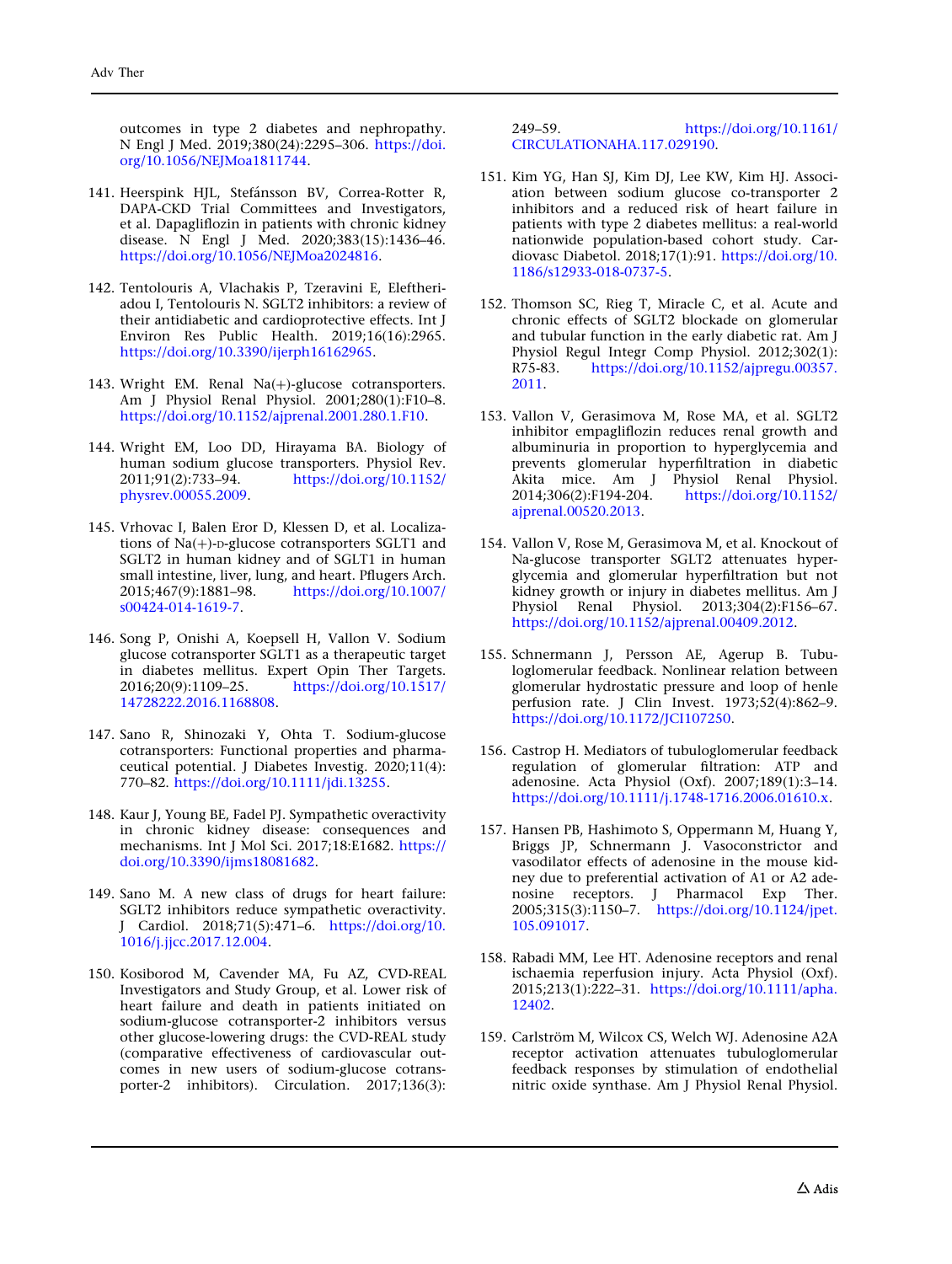outcomes in type 2 diabetes and nephropathy. N Engl J Med. 2019;380(24):2295–306. https://doi.org/10.1056/NEJMoa1811744.

141. Heerspink HJL, Stefánsson BV, Correa-Rotter R, DAPA-CKD Trial Committees and Investigators, et al. Dapagliflozin in patients with chronic kidney disease. N Engl J Med. 2020;383(15):1436–46. https://doi.org/10.1056/NEJMoa2024816.

142. Tentolouris A, Vlachakis P, Tzeravini E, Eleftheriadou I, Tentolouris N. SGLT2 inhibitors: a review of their antidiabetic and cardioprotective effects. Int J Environ Res Public Health. 2019;16(16):2965. https://doi.org/10.3390/ijerph16162965.

143. Wright EM. Renal Na(+)-glucose cotransporters. Am J Physiol Renal Physiol. 2001;280(1):F10–8. https://doi.org/10.1152/ajprenal.2001.280.1.F10.

144. Wright EM, Loo DD, Hirayama BA. Biology of human sodium glucose transporters. Physiol Rev. 2011;91(2):733–94. https://doi.org/10.1152/physrev.00055.2009.

145. Vrhovac I, Balen Eror D, Klessen D, et al. Localizations of Na(+)-D-glucose cotransporters SGLT1 and SGLT2 in human kidney and of SGLT1 in human small intestine, liver, lung, and heart. Pflugers Arch. 2015;467(9):1881–98. https://doi.org/10.1007/s00424-014-1619-7.

146. Song P, Onishi A, Koepsell H, Vallon V. Sodium glucose cotransporter SGLT1 as a therapeutic target in diabetes mellitus. Expert Opin Ther Targets. 2016;20(9):1109–25. https://doi.org/10.1517/14728222.2016.1168808.

147. Sano R, Shinozaki Y, Ohta T. Sodium-glucose cotransporters: Functional properties and pharmaceutical potential. J Diabetes Investig. 2020;11(4):770–82. https://doi.org/10.1111/jdi.13255.

148. Kaur J, Young BE, Fadel PJ. Sympathetic overactivity in chronic kidney disease: consequences and mechanisms. Int J Mol Sci. 2017;18:E1682. https://doi.org/10.3390/ijms18081682.

149. Sano M. A new class of drugs for heart failure: SGLT2 inhibitors reduce sympathetic overactivity. J Cardiol. 2018;71(5):471–6. https://doi.org/10.1016/j.jjcc.2017.12.004.

150. Kosiborod M, Cavender MA, Fu AZ, CVD-REAL Investigators and Study Group, et al. Lower risk of heart failure and death in patients initiated on sodium-glucose cotransporter-2 inhibitors versus other glucose-lowering drugs: the CVD-REAL study (comparative effectiveness of cardiovascular outcomes in new users of sodium-glucose cotransporter-2 inhibitors). Circulation. 2017;136(3):249–59. https://doi.org/10.1161/CIRCULATIONAHA.117.029190.

151. Kim YG, Han SJ, Kim DJ, Lee KW, Kim HJ. Association between sodium glucose co-transporter 2 inhibitors and a reduced risk of heart failure in patients with type 2 diabetes mellitus: a real-world nationwide population-based cohort study. Cardiovasc Diabetol. 2018;17(1):91. https://doi.org/10.1186/s12933-018-0737-5.

152. Thomson SC, Rieg T, Miracle C, et al. Acute and chronic effects of SGLT2 blockade on glomerular and tubular function in the early diabetic rat. Am J Physiol Regul Integr Comp Physiol. 2012;302(1):R75-83. https://doi.org/10.1152/ajpregu.00357.2011.

153. Vallon V, Gerasimova M, Rose MA, et al. SGLT2 inhibitor empagliflozin reduces renal growth and albuminuria in proportion to hyperglycemia and prevents glomerular hyperfiltration in diabetic Akita mice. Am J Physiol Renal Physiol. 2014;306(2):F194-204. https://doi.org/10.1152/ajprenal.00520.2013.

154. Vallon V, Rose M, Gerasimova M, et al. Knockout of Na-glucose transporter SGLT2 attenuates hyperglycemia and glomerular hyperfiltration but not kidney growth or injury in diabetes mellitus. Am J Physiol Renal Physiol. 2013;304(2):F156–67. https://doi.org/10.1152/ajprenal.00409.2012.

155. Schnermann J, Persson AE, Agerup B. Tubuloglomerular feedback. Nonlinear relation between glomerular hydrostatic pressure and loop of henle perfusion rate. J Clin Invest. 1973;52(4):862–9. https://doi.org/10.1172/JCI107250.

156. Castrop H. Mediators of tubuloglomerular feedback regulation of glomerular filtration: ATP and adenosine. Acta Physiol (Oxf). 2007;189(1):3–14. https://doi.org/10.1111/j.1748-1716.2006.01610.x.

157. Hansen PB, Hashimoto S, Oppermann M, Huang Y, Briggs JP, Schnermann J. Vasoconstrictor and vasodilator effects of adenosine in the mouse kidney due to preferential activation of A1 or A2 adenosine receptors. J Pharmacol Exp Ther. 2005;315(3):1150–7. https://doi.org/10.1124/jpet.105.091017.

158. Rabadi MM, Lee HT. Adenosine receptors and renal ischaemia reperfusion injury. Acta Physiol (Oxf). 2015;213(1):222–31. https://doi.org/10.1111/apha.12402.

159. Carlström M, Wilcox CS, Welch WJ. Adenosine A2A receptor activation attenuates tubuloglomerular feedback responses by stimulation of endothelial nitric oxide synthase. Am J Physiol Renal Physiol.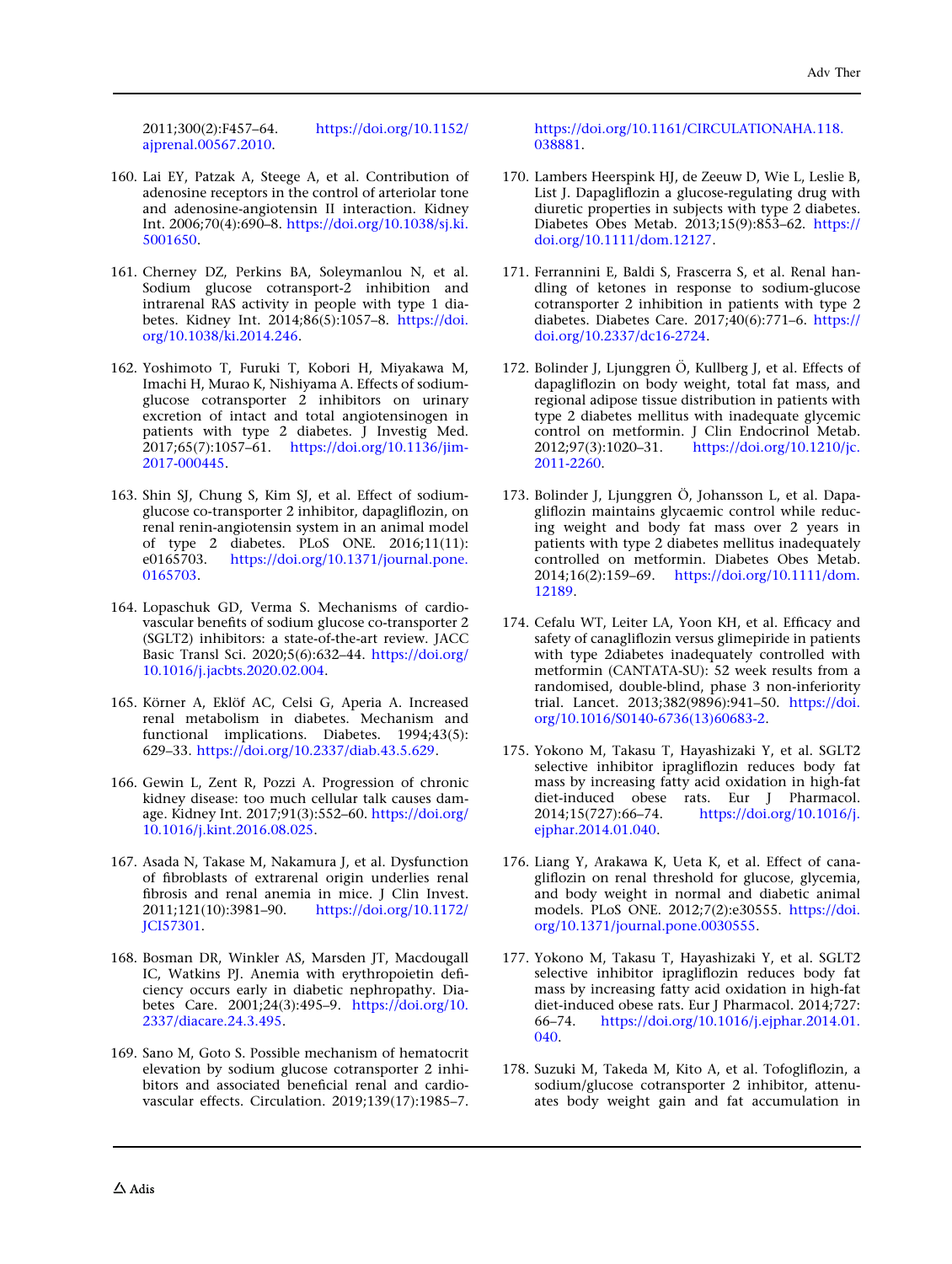2011;300(2):F457–64. https://doi.org/10.1152/ajprenal.00567.2010.

160. Lai EY, Patzak A, Steege A, et al. Contribution of adenosine receptors in the control of arteriolar tone and adenosine-angiotensin II interaction. Kidney Int. 2006;70(4):690–8. https://doi.org/10.1038/sj.ki.5001650.

161. Cherney DZ, Perkins BA, Soleymanlou N, et al. Sodium glucose cotransport-2 inhibition and intrarenal RAS activity in people with type 1 diabetes. Kidney Int. 2014;86(5):1057–8. https://doi.org/10.1038/ki.2014.246.

162. Yoshimoto T, Furuki T, Kobori H, Miyakawa M, Imachi H, Murao K, Nishiyama A. Effects of sodium-glucose cotransporter 2 inhibitors on urinary excretion of intact and total angiotensinogen in patients with type 2 diabetes. J Investig Med. 2017;65(7):1057–61. https://doi.org/10.1136/jim-2017-000445.

163. Shin SJ, Chung S, Kim SJ, et al. Effect of sodium-glucose co-transporter 2 inhibitor, dapagliflozin, on renal renin-angiotensin system in an animal model of type 2 diabetes. PLoS ONE. 2016;11(11):e0165703. https://doi.org/10.1371/journal.pone.0165703.

164. Lopaschuk GD, Verma S. Mechanisms of cardiovascular benefits of sodium glucose co-transporter 2 (SGLT2) inhibitors: a state-of-the-art review. JACC Basic Transl Sci. 2020;5(6):632–44. https://doi.org/10.1016/j.jacbts.2020.02.004.

165. Körner A, Eklöf AC, Celsi G, Aperia A. Increased renal metabolism in diabetes. Mechanism and functional implications. Diabetes. 1994;43(5):629–33. https://doi.org/10.2337/diab.43.5.629.

166. Gewin L, Zent R, Pozzi A. Progression of chronic kidney disease: too much cellular talk causes damage. Kidney Int. 2017;91(3):552–60. https://doi.org/10.1016/j.kint.2016.08.025.

167. Asada N, Takase M, Nakamura J, et al. Dysfunction of fibroblasts of extrarenal origin underlies renal fibrosis and renal anemia in mice. J Clin Invest. 2011;121(10):3981–90. https://doi.org/10.1172/JCI57301.

168. Bosman DR, Winkler AS, Marsden JT, Macdougall IC, Watkins PJ. Anemia with erythropoietin deficiency occurs early in diabetic nephropathy. Diabetes Care. 2001;24(3):495–9. https://doi.org/10.2337/diacare.24.3.495.

169. Sano M, Goto S. Possible mechanism of hematocrit elevation by sodium glucose cotransporter 2 inhibitors and associated beneficial renal and cardiovascular effects. Circulation. 2019;139(17):1985–7. https://doi.org/10.1161/CIRCULATIONAHA.118.038881.

170. Lambers Heerspink HJ, de Zeeuw D, Wie L, Leslie B, List J. Dapagliflozin a glucose-regulating drug with diuretic properties in subjects with type 2 diabetes. Diabetes Obes Metab. 2013;15(9):853–62. https://doi.org/10.1111/dom.12127.

171. Ferrannini E, Baldi S, Frascerra S, et al. Renal handling of ketones in response to sodium-glucose cotransporter 2 inhibition in patients with type 2 diabetes. Diabetes Care. 2017;40(6):771–6. https://doi.org/10.2337/dc16-2724.

172. Bolinder J, Ljunggren Ö, Kullberg J, et al. Effects of dapagliflozin on body weight, total fat mass, and regional adipose tissue distribution in patients with type 2 diabetes mellitus with inadequate glycemic control on metformin. J Clin Endocrinol Metab. 2012;97(3):1020–31. https://doi.org/10.1210/jc.2011-2260.

173. Bolinder J, Ljunggren Ö, Johansson L, et al. Dapagliflozin maintains glycaemic control while reducing weight and body fat mass over 2 years in patients with type 2 diabetes mellitus inadequately controlled on metformin. Diabetes Obes Metab. 2014;16(2):159–69. https://doi.org/10.1111/dom.12189.

174. Cefalu WT, Leiter LA, Yoon KH, et al. Efficacy and safety of canagliflozin versus glimepiride in patients with type 2diabetes inadequately controlled with metformin (CANTATA-SU): 52 week results from a randomised, double-blind, phase 3 non-inferiority trial. Lancet. 2013;382(9896):941–50. https://doi.org/10.1016/S0140-6736(13)60683-2.

175. Yokono M, Takasu T, Hayashizaki Y, et al. SGLT2 selective inhibitor ipragliflozin reduces body fat mass by increasing fatty acid oxidation in high-fat diet-induced obese rats. Eur J Pharmacol. 2014;15(727):66–74. https://doi.org/10.1016/j.ejphar.2014.01.040.

176. Liang Y, Arakawa K, Ueta K, et al. Effect of canagliflozin on renal threshold for glucose, glycemia, and body weight in normal and diabetic animal models. PLoS ONE. 2012;7(2):e30555. https://doi.org/10.1371/journal.pone.0030555.

177. Yokono M, Takasu T, Hayashizaki Y, et al. SGLT2 selective inhibitor ipragliflozin reduces body fat mass by increasing fatty acid oxidation in high-fat diet-induced obese rats. Eur J Pharmacol. 2014;727:66–74. https://doi.org/10.1016/j.ejphar.2014.01.040.

178. Suzuki M, Takeda M, Kito A, et al. Tofogliflozin, a sodium/glucose cotransporter 2 inhibitor, attenuates body weight gain and fat accumulation in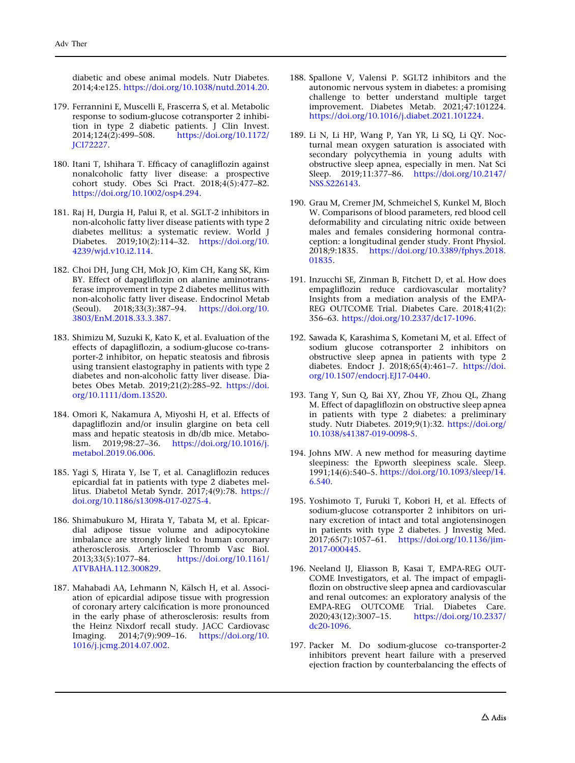diabetic and obese animal models. Nutr Diabetes. 2014;4:e125. https://doi.org/10.1038/nutd.2014.20.

179. Ferrannini E, Muscelli E, Frascerra S, et al. Metabolic response to sodium-glucose cotransporter 2 inhibition in type 2 diabetic patients. J Clin Invest. 2014;124(2):499–508. https://doi.org/10.1172/JCI72227.

180. Itani T, Ishihara T. Efficacy of canagliflozin against nonalcoholic fatty liver disease: a prospective cohort study. Obes Sci Pract. 2018;4(5):477–82. https://doi.org/10.1002/osp4.294.

181. Raj H, Durgia H, Palui R, et al. SGLT-2 inhibitors in non-alcoholic fatty liver disease patients with type 2 diabetes mellitus: a systematic review. World J Diabetes. 2019;10(2):114–32. https://doi.org/10.4239/wjd.v10.i2.114.

182. Choi DH, Jung CH, Mok JO, Kim CH, Kang SK, Kim BY. Effect of dapagliflozin on alanine aminotransferase improvement in type 2 diabetes mellitus with non-alcoholic fatty liver disease. Endocrinol Metab (Seoul). 2018;33(3):387–94. https://doi.org/10.3803/EnM.2018.33.3.387.

183. Shimizu M, Suzuki K, Kato K, et al. Evaluation of the effects of dapagliflozin, a sodium-glucose co-transporter-2 inhibitor, on hepatic steatosis and fibrosis using transient elastography in patients with type 2 diabetes and non-alcoholic fatty liver disease. Diabetes Obes Metab. 2019;21(2):285–92. https://doi.org/10.1111/dom.13520.

184. Omori K, Nakamura A, Miyoshi H, et al. Effects of dapagliflozin and/or insulin glargine on beta cell mass and hepatic steatosis in db/db mice. Metabolism. 2019;98:27–36. https://doi.org/10.1016/j.metabol.2019.06.006.

185. Yagi S, Hirata Y, Ise T, et al. Canagliflozin reduces epicardial fat in patients with type 2 diabetes mellitus. Diabetol Metab Syndr. 2017;4(9):78. https://doi.org/10.1186/s13098-017-0275-4.

186. Shimabukuro M, Hirata Y, Tabata M, et al. Epicardial adipose tissue volume and adipocytokine imbalance are strongly linked to human coronary atherosclerosis. Arterioscler Thromb Vasc Biol. 2013;33(5):1077–84. https://doi.org/10.1161/ATVBAHA.112.300829.

187. Mahabadi AA, Lehmann N, Kälsch H, et al. Association of epicardial adipose tissue with progression of coronary artery calcification is more pronounced in the early phase of atherosclerosis: results from the Heinz Nixdorf recall study. JACC Cardiovasc Imaging. 2014;7(9):909–16. https://doi.org/10.1016/j.jcmg.2014.07.002.

188. Spallone V, Valensi P. SGLT2 inhibitors and the autonomic nervous system in diabetes: a promising challenge to better understand multiple target improvement. Diabetes Metab. 2021;47:101224. https://doi.org/10.1016/j.diabet.2021.101224.

189. Li N, Li HP, Wang P, Yan YR, Li SQ, Li QY. Nocturnal mean oxygen saturation is associated with secondary polycythemia in young adults with obstructive sleep apnea, especially in men. Nat Sci Sleep. 2019;11:377–86. https://doi.org/10.2147/NSS.S226143.

190. Grau M, Cremer JM, Schmeichel S, Kunkel M, Bloch W. Comparisons of blood parameters, red blood cell deformability and circulating nitric oxide between males and females considering hormonal contraception: a longitudinal gender study. Front Physiol. 2018;9:1835. https://doi.org/10.3389/fphys.2018.01835.

191. Inzucchi SE, Zinman B, Fitchett D, et al. How does empagliflozin reduce cardiovascular mortality? Insights from a mediation analysis of the EMPA-REG OUTCOME Trial. Diabetes Care. 2018;41(2):356–63. https://doi.org/10.2337/dc17-1096.

192. Sawada K, Karashima S, Kometani M, et al. Effect of sodium glucose cotransporter 2 inhibitors on obstructive sleep apnea in patients with type 2 diabetes. Endocr J. 2018;65(4):461–7. https://doi.org/10.1507/endocrj.EJ17-0440.

193. Tang Y, Sun Q, Bai XY, Zhou YF, Zhou QL, Zhang M. Effect of dapagliflozin on obstructive sleep apnea in patients with type 2 diabetes: a preliminary study. Nutr Diabetes. 2019;9(1):32. https://doi.org/10.1038/s41387-019-0098-5.

194. Johns MW. A new method for measuring daytime sleepiness: the Epworth sleepiness scale. Sleep. 1991;14(6):540–5. https://doi.org/10.1093/sleep/14.6.540.

195. Yoshimoto T, Furuki T, Kobori H, et al. Effects of sodium-glucose cotransporter 2 inhibitors on urinary excretion of intact and total angiotensinogen in patients with type 2 diabetes. J Investig Med. 2017;65(7):1057–61. https://doi.org/10.1136/jim-2017-000445.

196. Neeland IJ, Eliasson B, Kasai T, EMPA-REG OUTCOME Investigators, et al. The impact of empagliflozin on obstructive sleep apnea and cardiovascular and renal outcomes: an exploratory analysis of the EMPA-REG OUTCOME Trial. Diabetes Care. 2020;43(12):3007–15. https://doi.org/10.2337/dc20-1096.

197. Packer M. Do sodium-glucose co-transporter-2 inhibitors prevent heart failure with a preserved ejection fraction by counterbalancing the effects of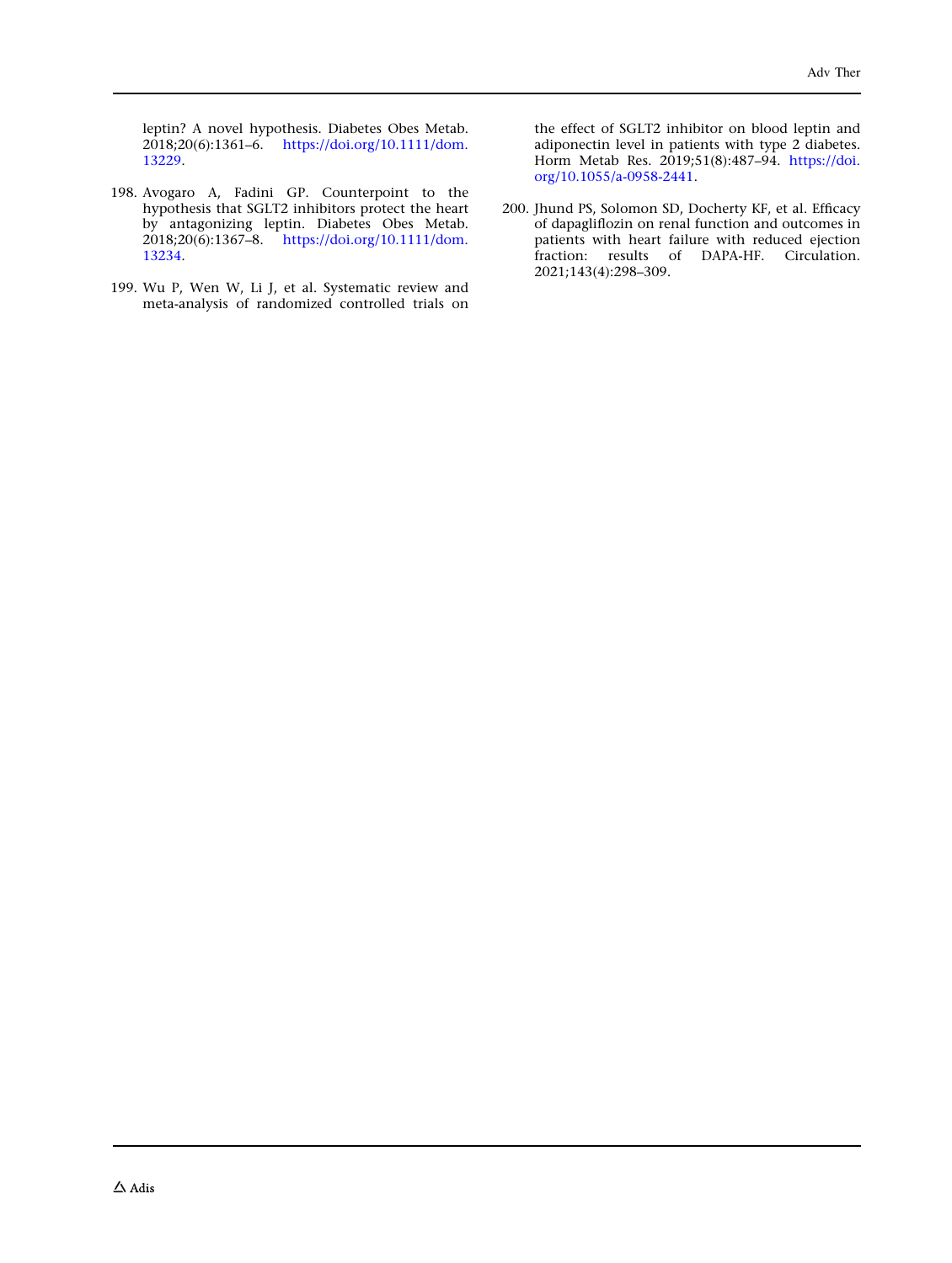leptin? A novel hypothesis. Diabetes Obes Metab. 2018;20(6):1361–6. https://doi.org/10.1111/dom.13229.

198. Avogaro A, Fadini GP. Counterpoint to the hypothesis that SGLT2 inhibitors protect the heart by antagonizing leptin. Diabetes Obes Metab. 2018;20(6):1367–8. https://doi.org/10.1111/dom.13234.

199. Wu P, Wen W, Li J, et al. Systematic review and meta-analysis of randomized controlled trials on the effect of SGLT2 inhibitor on blood leptin and adiponectin level in patients with type 2 diabetes. Horm Metab Res. 2019;51(8):487–94. https://doi.org/10.1055/a-0958-2441.

200. Jhund PS, Solomon SD, Docherty KF, et al. Efficacy of dapagliflozin on renal function and outcomes in patients with heart failure with reduced ejection fraction: results of DAPA-HF. Circulation. 2021;143(4):298–309.